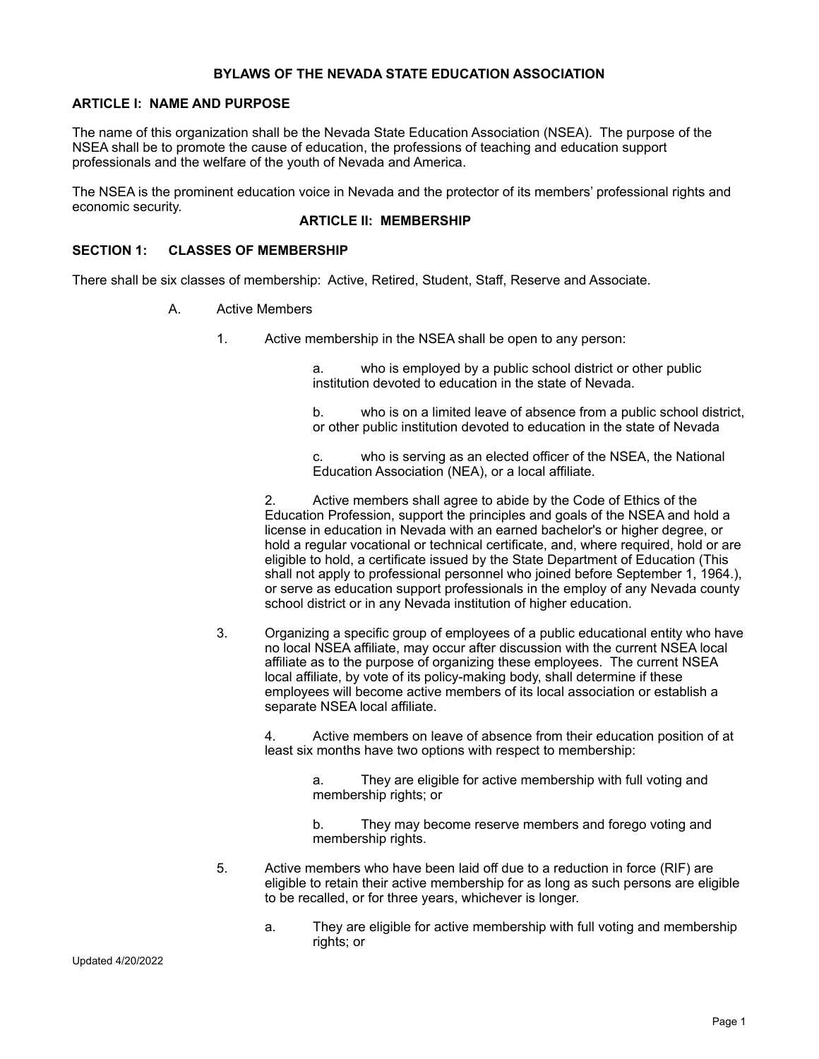# BYLAWS OF THE NEVADA STATE EDUCATION ASSOCIATION

## ARTICLE I: NAME AND PURPOSE

The name of this organization shall be the Nevada State Education Association (NSEA). The purpose of the NSEA shall be to promote the cause of education, the professions of teaching and education support professionals and the welfare of the youth of Nevada and America.

The NSEA is the prominent education voice in Nevada and the protector of its members' professional rights and economic security.

## ARTICLE II: MEMBERSHIP

### SECTION 1: CLASSES OF MEMBERSHIP

There shall be six classes of membership: Active, Retired, Student, Staff, Reserve and Associate.

A. Active Members

1. Active membership in the NSEA shall be open to any person:

   a. who is employed by a public school district or other public institution devoted to education in the state of Nevada.

   b. who is on a limited leave of absence from a public school district, or other public institution devoted to education in the state of Nevada

   c. who is serving as an elected officer of the NSEA, the National Education Association (NEA), or a local affiliate.

2. Active members shall agree to abide by the Code of Ethics of the Education Profession, support the principles and goals of the NSEA and hold a license in education in Nevada with an earned bachelor's or higher degree, or hold a regular vocational or technical certificate, and, where required, hold or are eligible to hold, a certificate issued by the State Department of Education (This shall not apply to professional personnel who joined before September 1, 1964.), or serve as education support professionals in the employ of any Nevada county school district or in any Nevada institution of higher education.

3. Organizing a specific group of employees of a public educational entity who have no local NSEA affiliate, may occur after discussion with the current NSEA local affiliate as to the purpose of organizing these employees. The current NSEA local affiliate, by vote of its policy-making body, shall determine if these employees will become active members of its local association or establish a separate NSEA local affiliate.

4. Active members on leave of absence from their education position of at least six months have two options with respect to membership:

   a. They are eligible for active membership with full voting and membership rights; or

   b. They may become reserve members and forego voting and membership rights.

5. Active members who have been laid off due to a reduction in force (RIF) are eligible to retain their active membership for as long as such persons are eligible to be recalled, or for three years, whichever is longer.

   a. They are eligible for active membership with full voting and membership rights; or

Updated 4/20/2022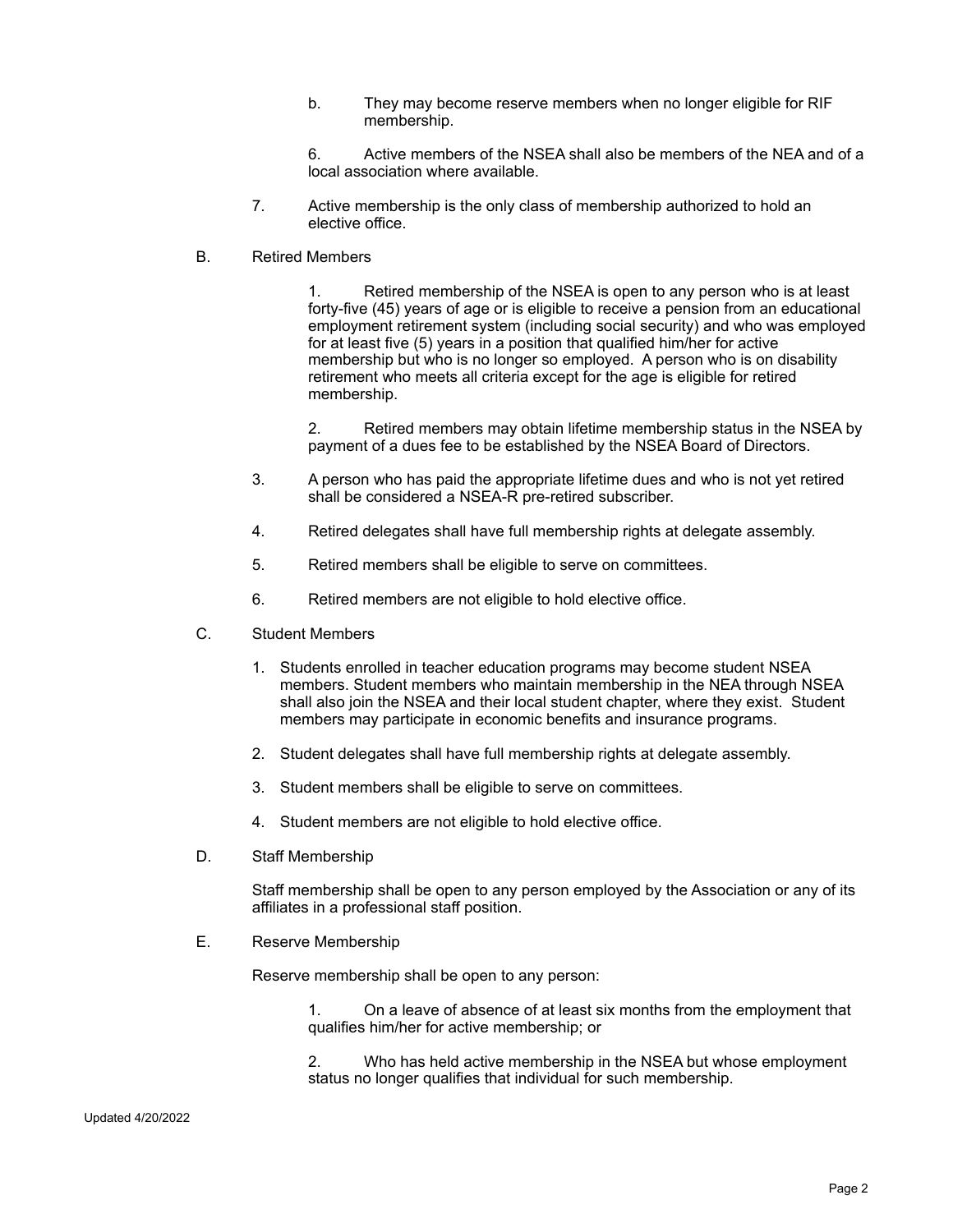b. They may become reserve members when no longer eligible for RIF membership.

6. Active members of the NSEA shall also be members of the NEA and of a local association where available.

7. Active membership is the only class of membership authorized to hold an elective office.

B. Retired Members

1. Retired membership of the NSEA is open to any person who is at least forty-five (45) years of age or is eligible to receive a pension from an educational employment retirement system (including social security) and who was employed for at least five (5) years in a position that qualified him/her for active membership but who is no longer so employed. A person who is on disability retirement who meets all criteria except for the age is eligible for retired membership.

2. Retired members may obtain lifetime membership status in the NSEA by payment of a dues fee to be established by the NSEA Board of Directors.

3. A person who has paid the appropriate lifetime dues and who is not yet retired shall be considered a NSEA-R pre-retired subscriber.

4. Retired delegates shall have full membership rights at delegate assembly.

5. Retired members shall be eligible to serve on committees.

6. Retired members are not eligible to hold elective office.

C. Student Members

1. Students enrolled in teacher education programs may become student NSEA members. Student members who maintain membership in the NEA through NSEA shall also join the NSEA and their local student chapter, where they exist. Student members may participate in economic benefits and insurance programs.
2. Student delegates shall have full membership rights at delegate assembly.
3. Student members shall be eligible to serve on committees.
4. Student members are not eligible to hold elective office.

D. Staff Membership

Staff membership shall be open to any person employed by the Association or any of its affiliates in a professional staff position.

E. Reserve Membership

Reserve membership shall be open to any person:

1. On a leave of absence of at least six months from the employment that qualifies him/her for active membership; or

2. Who has held active membership in the NSEA but whose employment status no longer qualifies that individual for such membership.

Updated 4/20/2022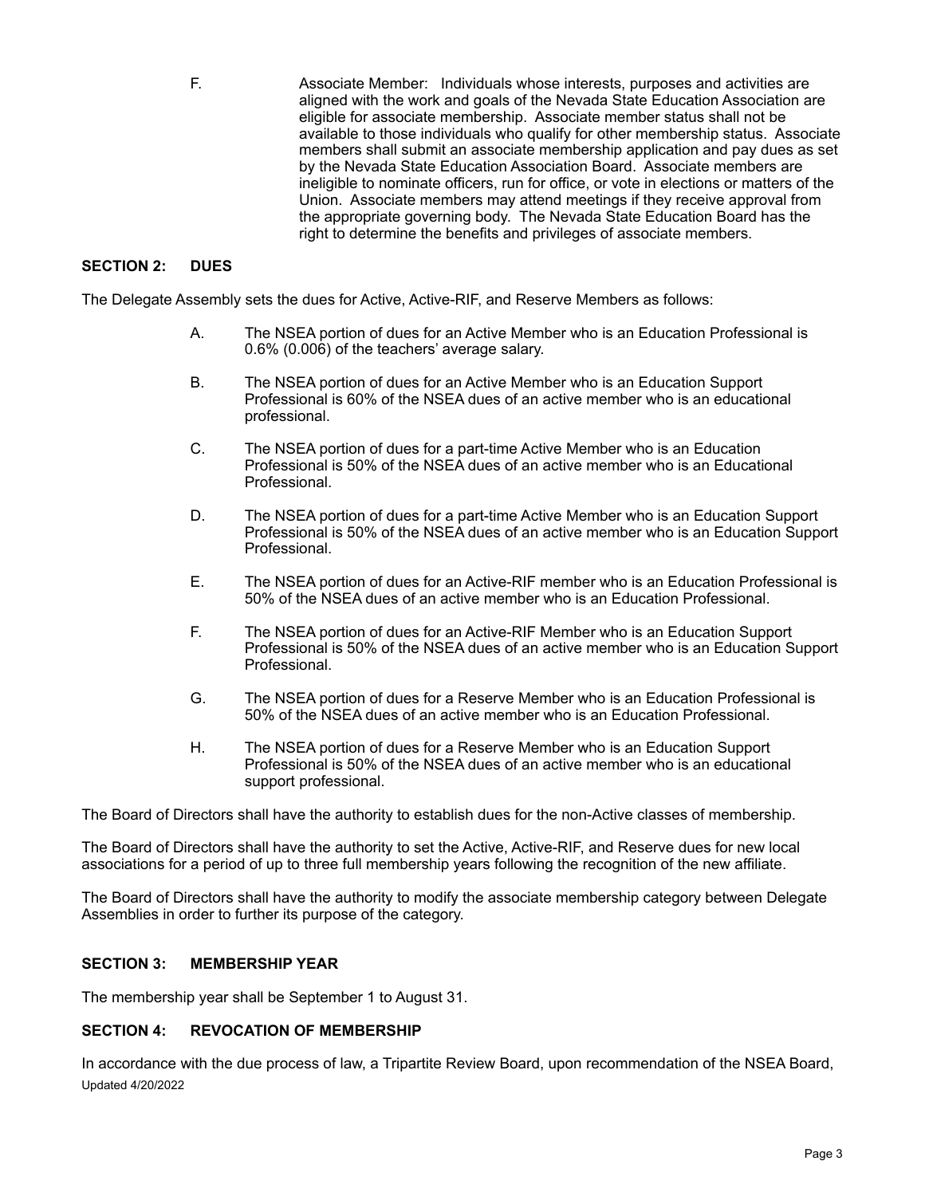F. Associate Member: Individuals whose interests, purposes and activities are aligned with the work and goals of the Nevada State Education Association are eligible for associate membership. Associate member status shall not be available to those individuals who qualify for other membership status. Associate members shall submit an associate membership application and pay dues as set by the Nevada State Education Association Board. Associate members are ineligible to nominate officers, run for office, or vote in elections or matters of the Union. Associate members may attend meetings if they receive approval from the appropriate governing body. The Nevada State Education Board has the right to determine the benefits and privileges of associate members.

## SECTION 2: DUES

The Delegate Assembly sets the dues for Active, Active-RIF, and Reserve Members as follows:

A. The NSEA portion of dues for an Active Member who is an Education Professional is 0.6% (0.006) of the teachers' average salary.

B. The NSEA portion of dues for an Active Member who is an Education Support Professional is 60% of the NSEA dues of an active member who is an educational professional.

C. The NSEA portion of dues for a part-time Active Member who is an Education Professional is 50% of the NSEA dues of an active member who is an Educational Professional.

D. The NSEA portion of dues for a part-time Active Member who is an Education Support Professional is 50% of the NSEA dues of an active member who is an Education Support Professional.

E. The NSEA portion of dues for an Active-RIF member who is an Education Professional is 50% of the NSEA dues of an active member who is an Education Professional.

F. The NSEA portion of dues for an Active-RIF Member who is an Education Support Professional is 50% of the NSEA dues of an active member who is an Education Support Professional.

G. The NSEA portion of dues for a Reserve Member who is an Education Professional is 50% of the NSEA dues of an active member who is an Education Professional.

H. The NSEA portion of dues for a Reserve Member who is an Education Support Professional is 50% of the NSEA dues of an active member who is an educational support professional.

The Board of Directors shall have the authority to establish dues for the non-Active classes of membership.

The Board of Directors shall have the authority to set the Active, Active-RIF, and Reserve dues for new local associations for a period of up to three full membership years following the recognition of the new affiliate.

The Board of Directors shall have the authority to modify the associate membership category between Delegate Assemblies in order to further its purpose of the category.

## SECTION 3: MEMBERSHIP YEAR

The membership year shall be September 1 to August 31.

## SECTION 4: REVOCATION OF MEMBERSHIP

In accordance with the due process of law, a Tripartite Review Board, upon recommendation of the NSEA Board,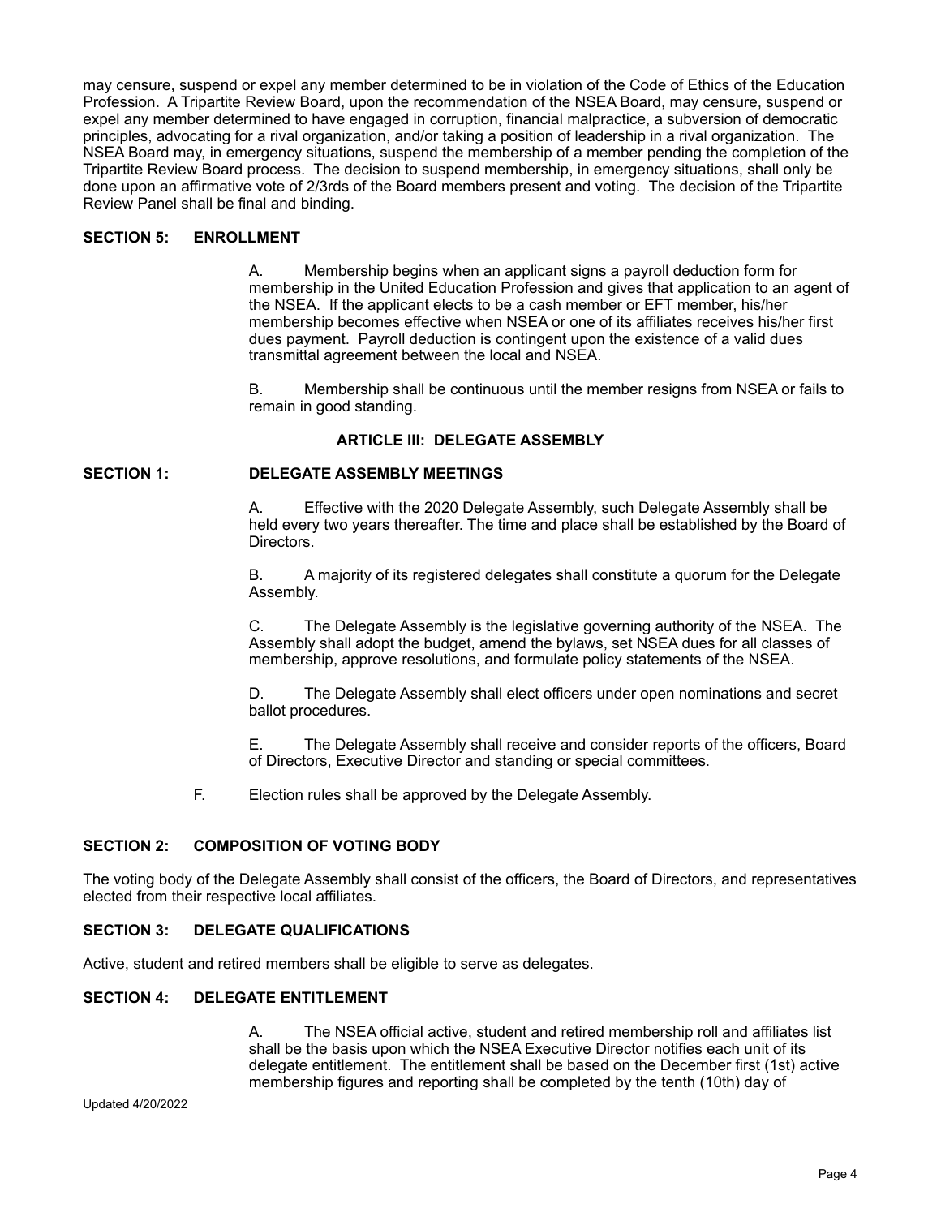may censure, suspend or expel any member determined to be in violation of the Code of Ethics of the Education Profession. A Tripartite Review Board, upon the recommendation of the NSEA Board, may censure, suspend or expel any member determined to have engaged in corruption, financial malpractice, a subversion of democratic principles, advocating for a rival organization, and/or taking a position of leadership in a rival organization. The NSEA Board may, in emergency situations, suspend the membership of a member pending the completion of the Tripartite Review Board process. The decision to suspend membership, in emergency situations, shall only be done upon an affirmative vote of 2/3rds of the Board members present and voting. The decision of the Tripartite Review Panel shall be final and binding.

**SECTION 5: ENROLLMENT**

A. Membership begins when an applicant signs a payroll deduction form for membership in the United Education Profession and gives that application to an agent of the NSEA. If the applicant elects to be a cash member or EFT member, his/her membership becomes effective when NSEA or one of its affiliates receives his/her first dues payment. Payroll deduction is contingent upon the existence of a valid dues transmittal agreement between the local and NSEA.

B. Membership shall be continuous until the member resigns from NSEA or fails to remain in good standing.

## ARTICLE III: DELEGATE ASSEMBLY

**SECTION 1: DELEGATE ASSEMBLY MEETINGS**

A. Effective with the 2020 Delegate Assembly, such Delegate Assembly shall be held every two years thereafter. The time and place shall be established by the Board of Directors.

B. A majority of its registered delegates shall constitute a quorum for the Delegate Assembly.

C. The Delegate Assembly is the legislative governing authority of the NSEA. The Assembly shall adopt the budget, amend the bylaws, set NSEA dues for all classes of membership, approve resolutions, and formulate policy statements of the NSEA.

D. The Delegate Assembly shall elect officers under open nominations and secret ballot procedures.

E. The Delegate Assembly shall receive and consider reports of the officers, Board of Directors, Executive Director and standing or special committees.

F. Election rules shall be approved by the Delegate Assembly.

**SECTION 2: COMPOSITION OF VOTING BODY**

The voting body of the Delegate Assembly shall consist of the officers, the Board of Directors, and representatives elected from their respective local affiliates.

**SECTION 3: DELEGATE QUALIFICATIONS**

Active, student and retired members shall be eligible to serve as delegates.

**SECTION 4: DELEGATE ENTITLEMENT**

A. The NSEA official active, student and retired membership roll and affiliates list shall be the basis upon which the NSEA Executive Director notifies each unit of its delegate entitlement. The entitlement shall be based on the December first (1st) active membership figures and reporting shall be completed by the tenth (10th) day of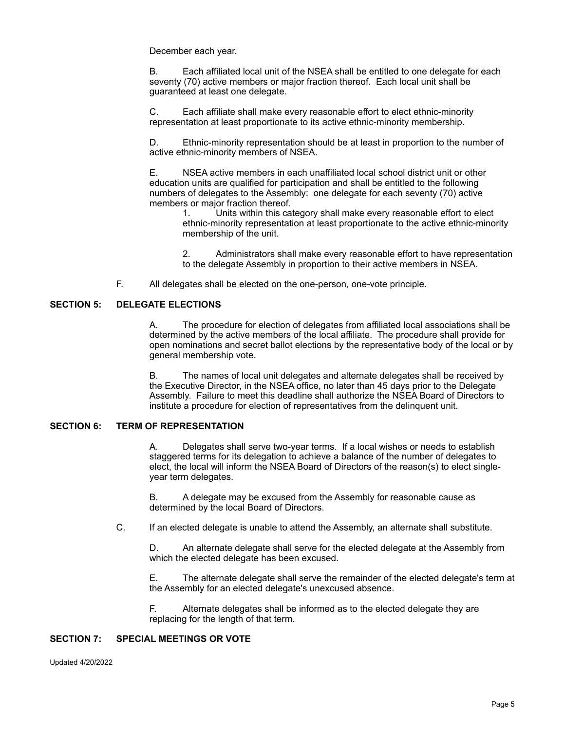December each year.

B. Each affiliated local unit of the NSEA shall be entitled to one delegate for each seventy (70) active members or major fraction thereof. Each local unit shall be guaranteed at least one delegate.

C. Each affiliate shall make every reasonable effort to elect ethnic-minority representation at least proportionate to its active ethnic-minority membership.

D. Ethnic-minority representation should be at least in proportion to the number of active ethnic-minority members of NSEA.

E. NSEA active members in each unaffiliated local school district unit or other education units are qualified for participation and shall be entitled to the following numbers of delegates to the Assembly: one delegate for each seventy (70) active members or major fraction thereof.

1. Units within this category shall make every reasonable effort to elect ethnic-minority representation at least proportionate to the active ethnic-minority membership of the unit.

2. Administrators shall make every reasonable effort to have representation to the delegate Assembly in proportion to their active members in NSEA.

F. All delegates shall be elected on the one-person, one-vote principle.

## SECTION 5: DELEGATE ELECTIONS

A. The procedure for election of delegates from affiliated local associations shall be determined by the active members of the local affiliate. The procedure shall provide for open nominations and secret ballot elections by the representative body of the local or by general membership vote.

B. The names of local unit delegates and alternate delegates shall be received by the Executive Director, in the NSEA office, no later than 45 days prior to the Delegate Assembly. Failure to meet this deadline shall authorize the NSEA Board of Directors to institute a procedure for election of representatives from the delinquent unit.

## SECTION 6: TERM OF REPRESENTATION

A. Delegates shall serve two-year terms. If a local wishes or needs to establish staggered terms for its delegation to achieve a balance of the number of delegates to elect, the local will inform the NSEA Board of Directors of the reason(s) to elect single-year term delegates.

B. A delegate may be excused from the Assembly for reasonable cause as determined by the local Board of Directors.

C. If an elected delegate is unable to attend the Assembly, an alternate shall substitute.

D. An alternate delegate shall serve for the elected delegate at the Assembly from which the elected delegate has been excused.

E. The alternate delegate shall serve the remainder of the elected delegate's term at the Assembly for an elected delegate's unexcused absence.

F. Alternate delegates shall be informed as to the elected delegate they are replacing for the length of that term.

## SECTION 7: SPECIAL MEETINGS OR VOTE

Updated 4/20/2022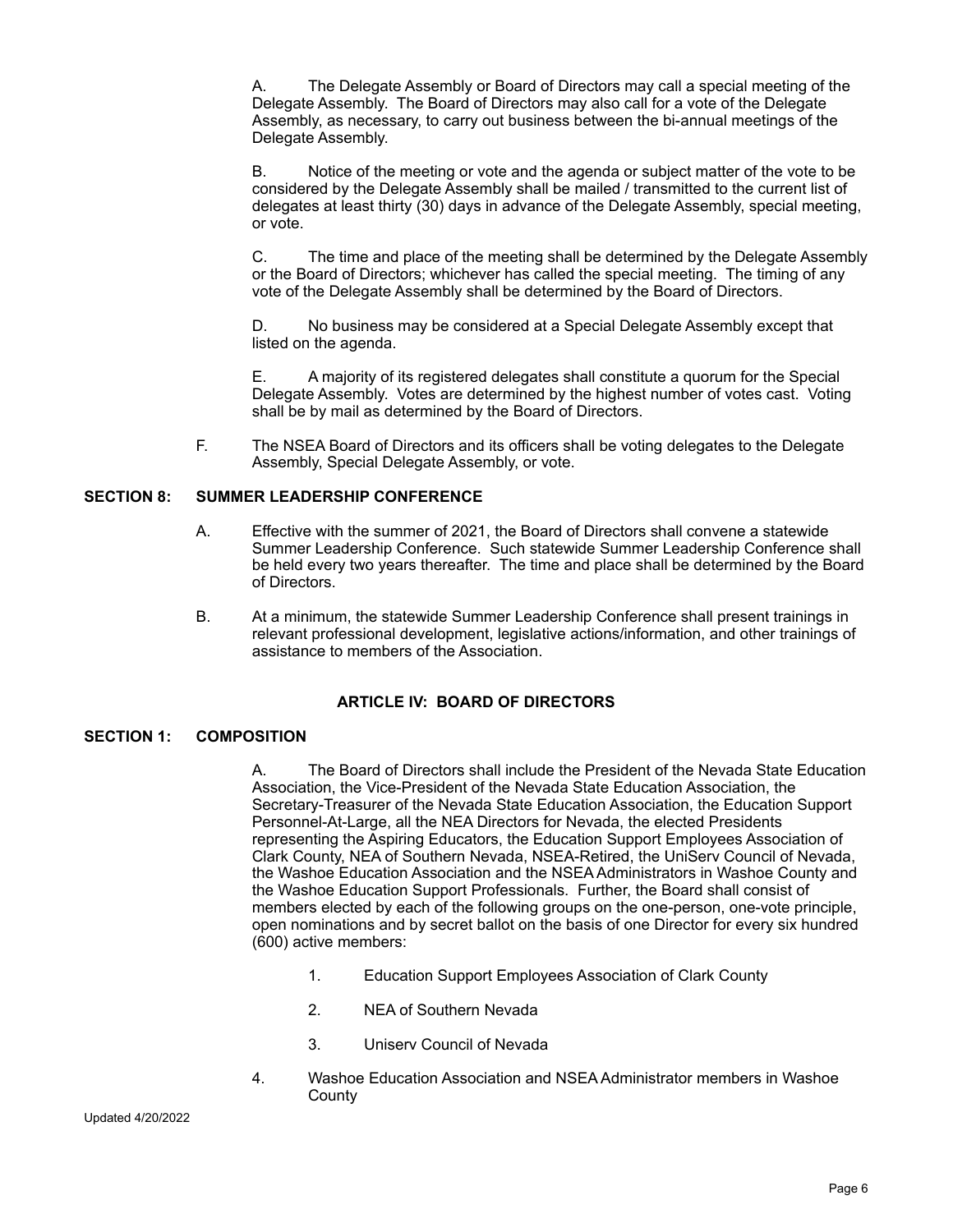A. The Delegate Assembly or Board of Directors may call a special meeting of the Delegate Assembly. The Board of Directors may also call for a vote of the Delegate Assembly, as necessary, to carry out business between the bi-annual meetings of the Delegate Assembly.

B. Notice of the meeting or vote and the agenda or subject matter of the vote to be considered by the Delegate Assembly shall be mailed / transmitted to the current list of delegates at least thirty (30) days in advance of the Delegate Assembly, special meeting, or vote.

C. The time and place of the meeting shall be determined by the Delegate Assembly or the Board of Directors; whichever has called the special meeting. The timing of any vote of the Delegate Assembly shall be determined by the Board of Directors.

D. No business may be considered at a Special Delegate Assembly except that listed on the agenda.

E. A majority of its registered delegates shall constitute a quorum for the Special Delegate Assembly. Votes are determined by the highest number of votes cast. Voting shall be by mail as determined by the Board of Directors.

F. The NSEA Board of Directors and its officers shall be voting delegates to the Delegate Assembly, Special Delegate Assembly, or vote.

**SECTION 8: SUMMER LEADERSHIP CONFERENCE**

A. Effective with the summer of 2021, the Board of Directors shall convene a statewide Summer Leadership Conference. Such statewide Summer Leadership Conference shall be held every two years thereafter. The time and place shall be determined by the Board of Directors.

B. At a minimum, the statewide Summer Leadership Conference shall present trainings in relevant professional development, legislative actions/information, and other trainings of assistance to members of the Association.

## ARTICLE IV: BOARD OF DIRECTORS

**SECTION 1: COMPOSITION**

A. The Board of Directors shall include the President of the Nevada State Education Association, the Vice-President of the Nevada State Education Association, the Secretary-Treasurer of the Nevada State Education Association, the Education Support Personnel-At-Large, all the NEA Directors for Nevada, the elected Presidents representing the Aspiring Educators, the Education Support Employees Association of Clark County, NEA of Southern Nevada, NSEA-Retired, the UniServ Council of Nevada, the Washoe Education Association and the NSEA Administrators in Washoe County and the Washoe Education Support Professionals. Further, the Board shall consist of members elected by each of the following groups on the one-person, one-vote principle, open nominations and by secret ballot on the basis of one Director for every six hundred (600) active members:

1. Education Support Employees Association of Clark County
2. NEA of Southern Nevada
3. Uniserv Council of Nevada
4. Washoe Education Association and NSEA Administrator members in Washoe County

Updated 4/20/2022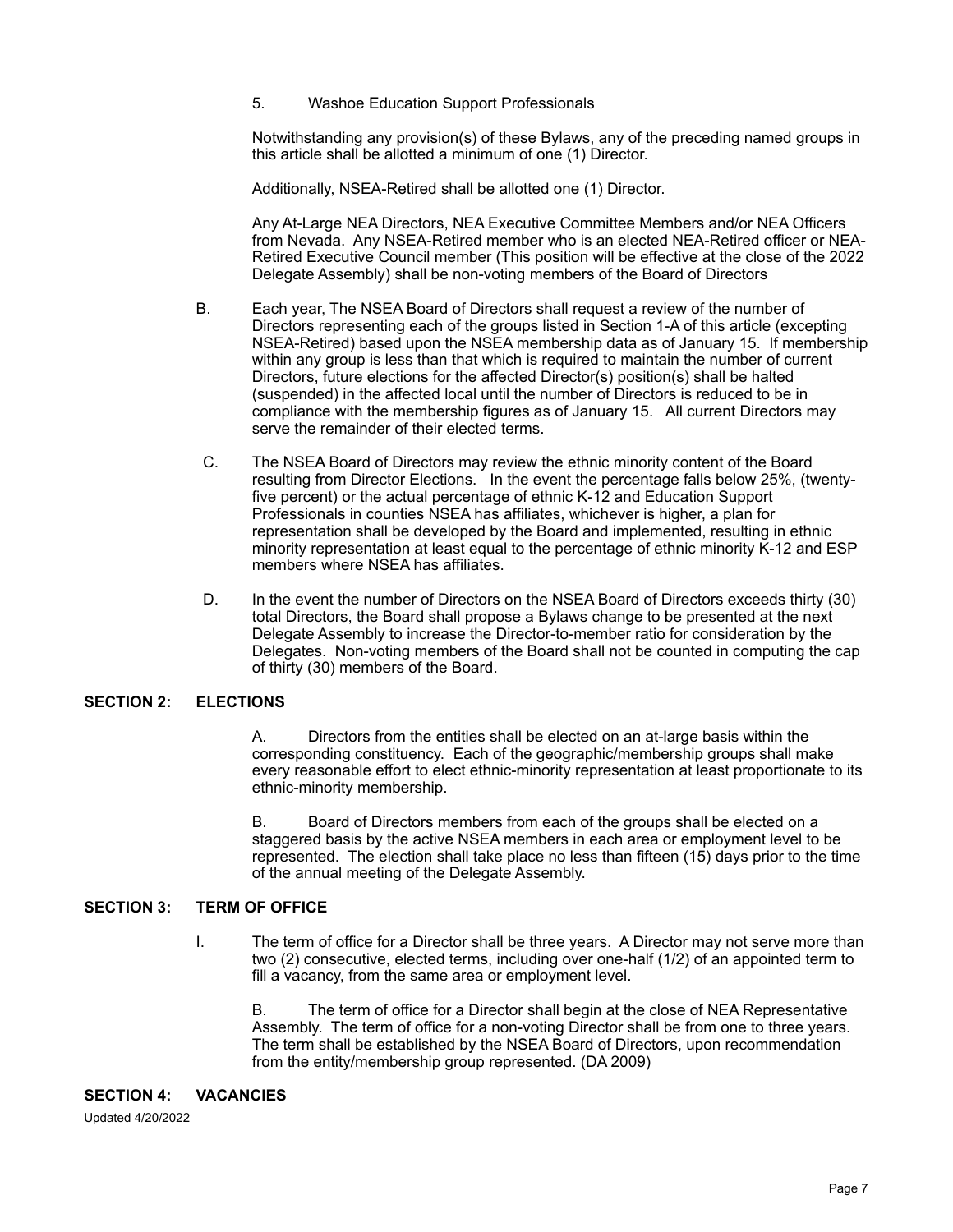5. Washoe Education Support Professionals

Notwithstanding any provision(s) of these Bylaws, any of the preceding named groups in this article shall be allotted a minimum of one (1) Director.

Additionally, NSEA-Retired shall be allotted one (1) Director.

Any At-Large NEA Directors, NEA Executive Committee Members and/or NEA Officers from Nevada. Any NSEA-Retired member who is an elected NEA-Retired officer or NEA-Retired Executive Council member (This position will be effective at the close of the 2022 Delegate Assembly) shall be non-voting members of the Board of Directors

B. Each year, The NSEA Board of Directors shall request a review of the number of Directors representing each of the groups listed in Section 1-A of this article (excepting NSEA-Retired) based upon the NSEA membership data as of January 15. If membership within any group is less than that which is required to maintain the number of current Directors, future elections for the affected Director(s) position(s) shall be halted (suspended) in the affected local until the number of Directors is reduced to be in compliance with the membership figures as of January 15. All current Directors may serve the remainder of their elected terms.

C. The NSEA Board of Directors may review the ethnic minority content of the Board resulting from Director Elections. In the event the percentage falls below 25%, (twenty-five percent) or the actual percentage of ethnic K-12 and Education Support Professionals in counties NSEA has affiliates, whichever is higher, a plan for representation shall be developed by the Board and implemented, resulting in ethnic minority representation at least equal to the percentage of ethnic minority K-12 and ESP members where NSEA has affiliates.

D. In the event the number of Directors on the NSEA Board of Directors exceeds thirty (30) total Directors, the Board shall propose a Bylaws change to be presented at the next Delegate Assembly to increase the Director-to-member ratio for consideration by the Delegates. Non-voting members of the Board shall not be counted in computing the cap of thirty (30) members of the Board.

## SECTION 2: ELECTIONS

A. Directors from the entities shall be elected on an at-large basis within the corresponding constituency. Each of the geographic/membership groups shall make every reasonable effort to elect ethnic-minority representation at least proportionate to its ethnic-minority membership.

B. Board of Directors members from each of the groups shall be elected on a staggered basis by the active NSEA members in each area or employment level to be represented. The election shall take place no less than fifteen (15) days prior to the time of the annual meeting of the Delegate Assembly.

## SECTION 3: TERM OF OFFICE

I. The term of office for a Director shall be three years. A Director may not serve more than two (2) consecutive, elected terms, including over one-half (1/2) of an appointed term to fill a vacancy, from the same area or employment level.

B. The term of office for a Director shall begin at the close of NEA Representative Assembly. The term of office for a non-voting Director shall be from one to three years. The term shall be established by the NSEA Board of Directors, upon recommendation from the entity/membership group represented. (DA 2009)

## SECTION 4: VACANCIES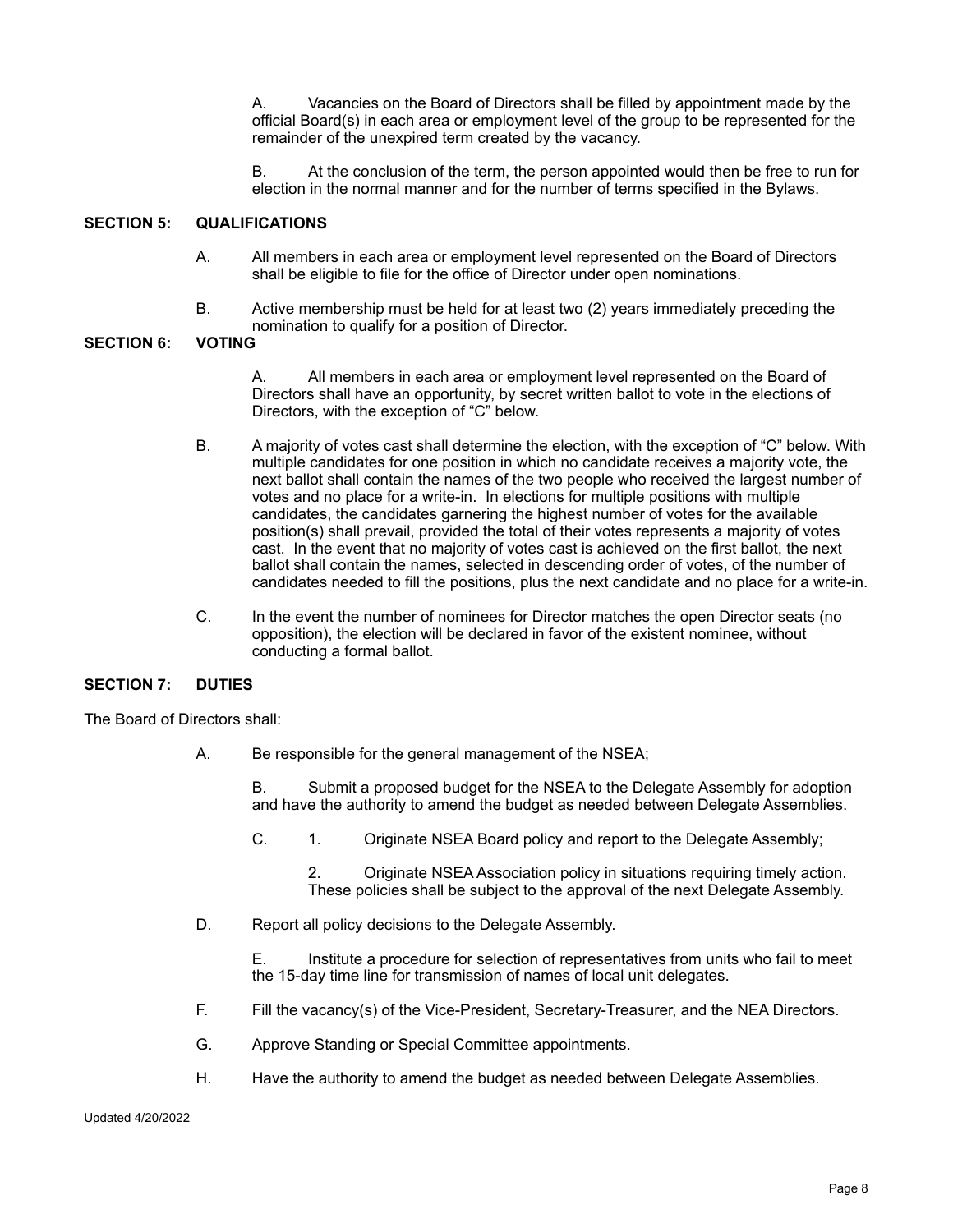A. Vacancies on the Board of Directors shall be filled by appointment made by the official Board(s) in each area or employment level of the group to be represented for the remainder of the unexpired term created by the vacancy.

B. At the conclusion of the term, the person appointed would then be free to run for election in the normal manner and for the number of terms specified in the Bylaws.

**SECTION 5: QUALIFICATIONS**

A. All members in each area or employment level represented on the Board of Directors shall be eligible to file for the office of Director under open nominations.

B. Active membership must be held for at least two (2) years immediately preceding the nomination to qualify for a position of Director.

**SECTION 6: VOTING**

A. All members in each area or employment level represented on the Board of Directors shall have an opportunity, by secret written ballot to vote in the elections of Directors, with the exception of "C" below.

B. A majority of votes cast shall determine the election, with the exception of "C" below. With multiple candidates for one position in which no candidate receives a majority vote, the next ballot shall contain the names of the two people who received the largest number of votes and no place for a write-in. In elections for multiple positions with multiple candidates, the candidates garnering the highest number of votes for the available position(s) shall prevail, provided the total of their votes represents a majority of votes cast. In the event that no majority of votes cast is achieved on the first ballot, the next ballot shall contain the names, selected in descending order of votes, of the number of candidates needed to fill the positions, plus the next candidate and no place for a write-in.

C. In the event the number of nominees for Director matches the open Director seats (no opposition), the election will be declared in favor of the existent nominee, without conducting a formal ballot.

**SECTION 7: DUTIES**

The Board of Directors shall:

A. Be responsible for the general management of the NSEA;

B. Submit a proposed budget for the NSEA to the Delegate Assembly for adoption and have the authority to amend the budget as needed between Delegate Assemblies.

C.
1. Originate NSEA Board policy and report to the Delegate Assembly;
2. Originate NSEA Association policy in situations requiring timely action. These policies shall be subject to the approval of the next Delegate Assembly.

D. Report all policy decisions to the Delegate Assembly.

E. Institute a procedure for selection of representatives from units who fail to meet the 15-day time line for transmission of names of local unit delegates.

F. Fill the vacancy(s) of the Vice-President, Secretary-Treasurer, and the NEA Directors.

G. Approve Standing or Special Committee appointments.

H. Have the authority to amend the budget as needed between Delegate Assemblies.

Updated 4/20/2022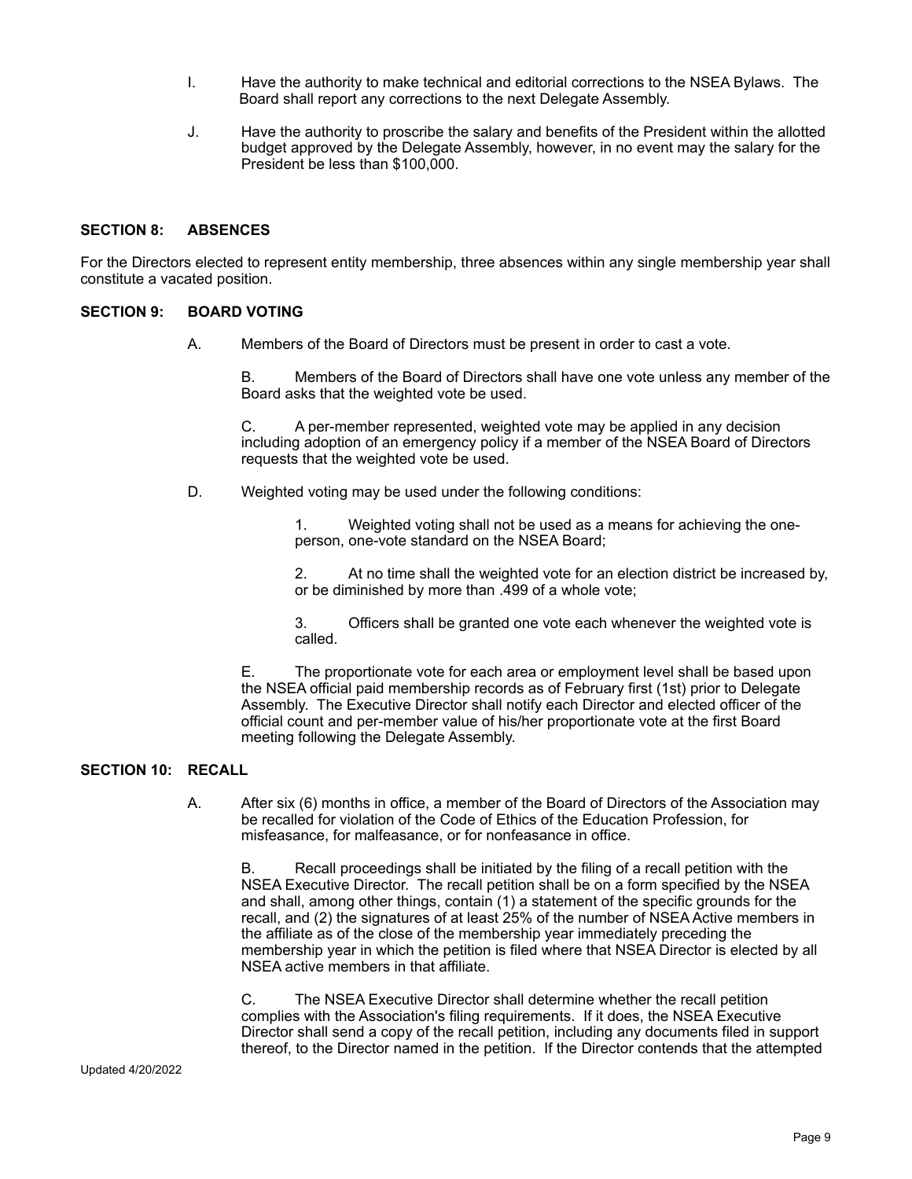I. Have the authority to make technical and editorial corrections to the NSEA Bylaws. The Board shall report any corrections to the next Delegate Assembly.

J. Have the authority to proscribe the salary and benefits of the President within the allotted budget approved by the Delegate Assembly, however, in no event may the salary for the President be less than $100,000.

## SECTION 8: ABSENCES

For the Directors elected to represent entity membership, three absences within any single membership year shall constitute a vacated position.

## SECTION 9: BOARD VOTING

A. Members of the Board of Directors must be present in order to cast a vote.

B. Members of the Board of Directors shall have one vote unless any member of the Board asks that the weighted vote be used.

C. A per-member represented, weighted vote may be applied in any decision including adoption of an emergency policy if a member of the NSEA Board of Directors requests that the weighted vote be used.

D. Weighted voting may be used under the following conditions:

1. Weighted voting shall not be used as a means for achieving the one-person, one-vote standard on the NSEA Board;

2. At no time shall the weighted vote for an election district be increased by, or be diminished by more than .499 of a whole vote;

3. Officers shall be granted one vote each whenever the weighted vote is called.

E. The proportionate vote for each area or employment level shall be based upon the NSEA official paid membership records as of February first (1st) prior to Delegate Assembly. The Executive Director shall notify each Director and elected officer of the official count and per-member value of his/her proportionate vote at the first Board meeting following the Delegate Assembly.

## SECTION 10: RECALL

A. After six (6) months in office, a member of the Board of Directors of the Association may be recalled for violation of the Code of Ethics of the Education Profession, for misfeasance, for malfeasance, or for nonfeasance in office.

B. Recall proceedings shall be initiated by the filing of a recall petition with the NSEA Executive Director. The recall petition shall be on a form specified by the NSEA and shall, among other things, contain (1) a statement of the specific grounds for the recall, and (2) the signatures of at least 25% of the number of NSEA Active members in the affiliate as of the close of the membership year immediately preceding the membership year in which the petition is filed where that NSEA Director is elected by all NSEA active members in that affiliate.

C. The NSEA Executive Director shall determine whether the recall petition complies with the Association's filing requirements. If it does, the NSEA Executive Director shall send a copy of the recall petition, including any documents filed in support thereof, to the Director named in the petition. If the Director contends that the attempted

Updated 4/20/2022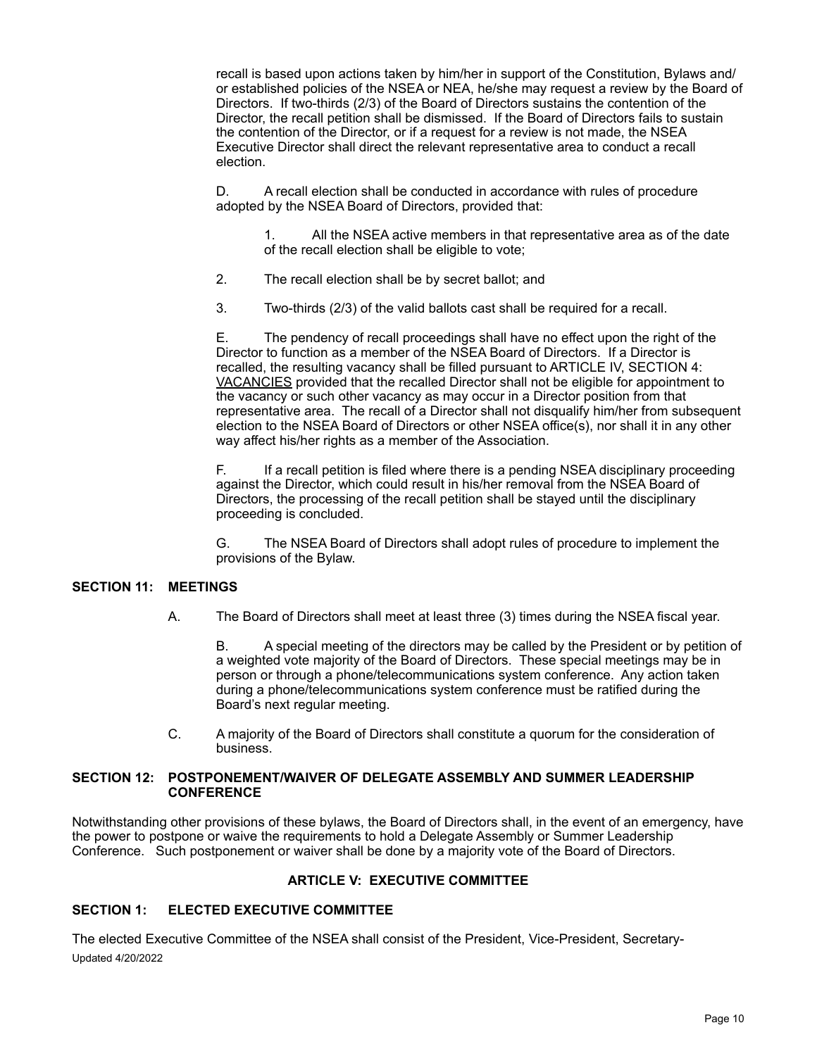recall is based upon actions taken by him/her in support of the Constitution, Bylaws and/or established policies of the NSEA or NEA, he/she may request a review by the Board of Directors. If two-thirds (2/3) of the Board of Directors sustains the contention of the Director, the recall petition shall be dismissed. If the Board of Directors fails to sustain the contention of the Director, or if a request for a review is not made, the NSEA Executive Director shall direct the relevant representative area to conduct a recall election.

D. A recall election shall be conducted in accordance with rules of procedure adopted by the NSEA Board of Directors, provided that:

1. All the NSEA active members in that representative area as of the date of the recall election shall be eligible to vote;

2. The recall election shall be by secret ballot; and

3. Two-thirds (2/3) of the valid ballots cast shall be required for a recall.

E. The pendency of recall proceedings shall have no effect upon the right of the Director to function as a member of the NSEA Board of Directors. If a Director is recalled, the resulting vacancy shall be filled pursuant to ARTICLE IV, SECTION 4: VACANCIES provided that the recalled Director shall not be eligible for appointment to the vacancy or such other vacancy as may occur in a Director position from that representative area. The recall of a Director shall not disqualify him/her from subsequent election to the NSEA Board of Directors or other NSEA office(s), nor shall it in any other way affect his/her rights as a member of the Association.

F. If a recall petition is filed where there is a pending NSEA disciplinary proceeding against the Director, which could result in his/her removal from the NSEA Board of Directors, the processing of the recall petition shall be stayed until the disciplinary proceeding is concluded.

G. The NSEA Board of Directors shall adopt rules of procedure to implement the provisions of the Bylaw.

**SECTION 11: MEETINGS**

A. The Board of Directors shall meet at least three (3) times during the NSEA fiscal year.

B. A special meeting of the directors may be called by the President or by petition of a weighted vote majority of the Board of Directors. These special meetings may be in person or through a phone/telecommunications system conference. Any action taken during a phone/telecommunications system conference must be ratified during the Board's next regular meeting.

C. A majority of the Board of Directors shall constitute a quorum for the consideration of business.

**SECTION 12: POSTPONEMENT/WAIVER OF DELEGATE ASSEMBLY AND SUMMER LEADERSHIP CONFERENCE**

Notwithstanding other provisions of these bylaws, the Board of Directors shall, in the event of an emergency, have the power to postpone or waive the requirements to hold a Delegate Assembly or Summer Leadership Conference. Such postponement or waiver shall be done by a majority vote of the Board of Directors.

## ARTICLE V: EXECUTIVE COMMITTEE

**SECTION 1: ELECTED EXECUTIVE COMMITTEE**

The elected Executive Committee of the NSEA shall consist of the President, Vice-President, Secretary-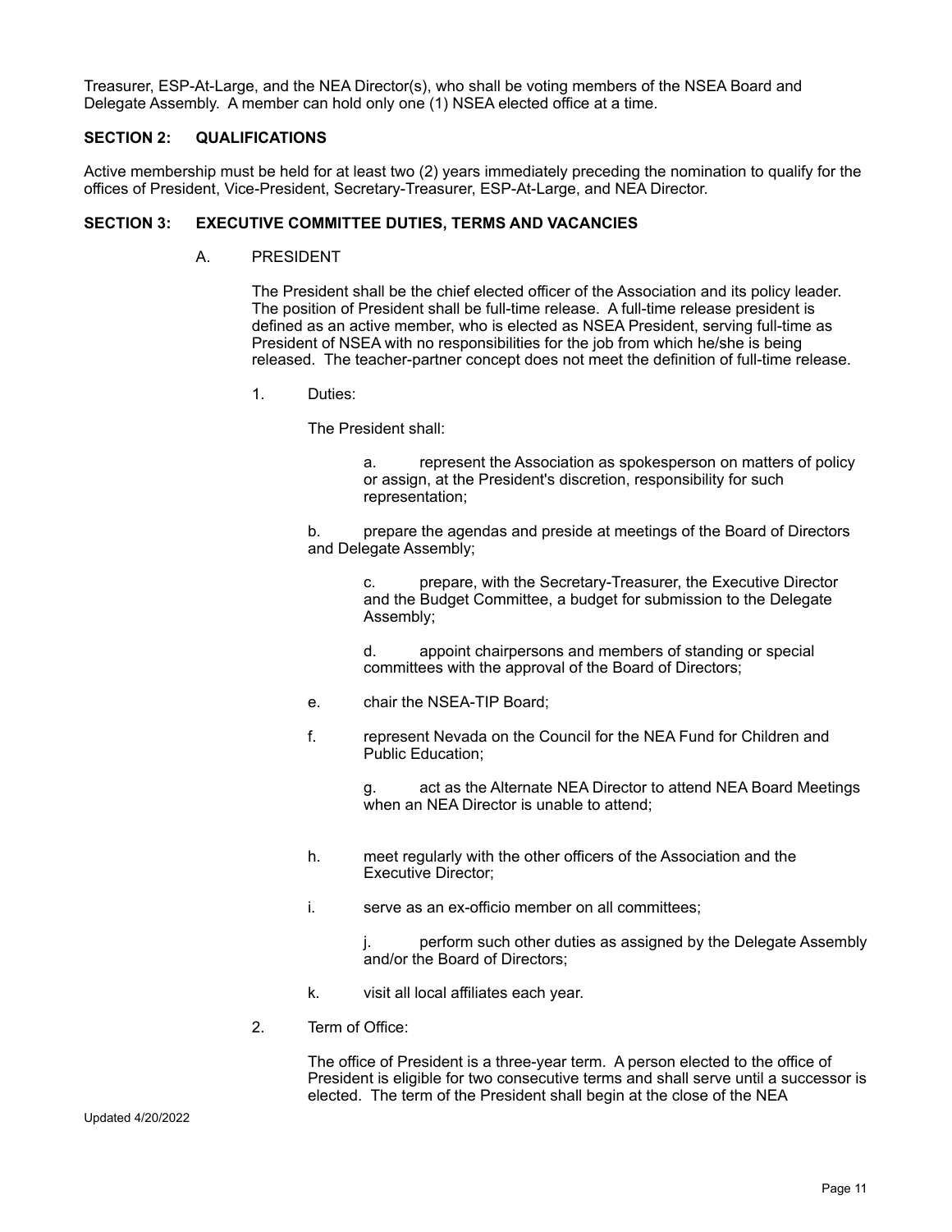Treasurer, ESP-At-Large, and the NEA Director(s), who shall be voting members of the NSEA Board and Delegate Assembly. A member can hold only one (1) NSEA elected office at a time.

**SECTION 2: QUALIFICATIONS**

Active membership must be held for at least two (2) years immediately preceding the nomination to qualify for the offices of President, Vice-President, Secretary-Treasurer, ESP-At-Large, and NEA Director.

**SECTION 3: EXECUTIVE COMMITTEE DUTIES, TERMS AND VACANCIES**

A. PRESIDENT

The President shall be the chief elected officer of the Association and its policy leader. The position of President shall be full-time release. A full-time release president is defined as an active member, who is elected as NSEA President, serving full-time as President of NSEA with no responsibilities for the job from which he/she is being released. The teacher-partner concept does not meet the definition of full-time release.

1. Duties:

The President shall:

a. represent the Association as spokesperson on matters of policy or assign, at the President's discretion, responsibility for such representation;

b. prepare the agendas and preside at meetings of the Board of Directors and Delegate Assembly;

c. prepare, with the Secretary-Treasurer, the Executive Director and the Budget Committee, a budget for submission to the Delegate Assembly;

d. appoint chairpersons and members of standing or special committees with the approval of the Board of Directors;

e. chair the NSEA-TIP Board;

f. represent Nevada on the Council for the NEA Fund for Children and Public Education;

g. act as the Alternate NEA Director to attend NEA Board Meetings when an NEA Director is unable to attend;

h. meet regularly with the other officers of the Association and the Executive Director;

i. serve as an ex-officio member on all committees;

j. perform such other duties as assigned by the Delegate Assembly and/or the Board of Directors;

k. visit all local affiliates each year.

2. Term of Office:

The office of President is a three-year term. A person elected to the office of President is eligible for two consecutive terms and shall serve until a successor is elected. The term of the President shall begin at the close of the NEA

Updated 4/20/2022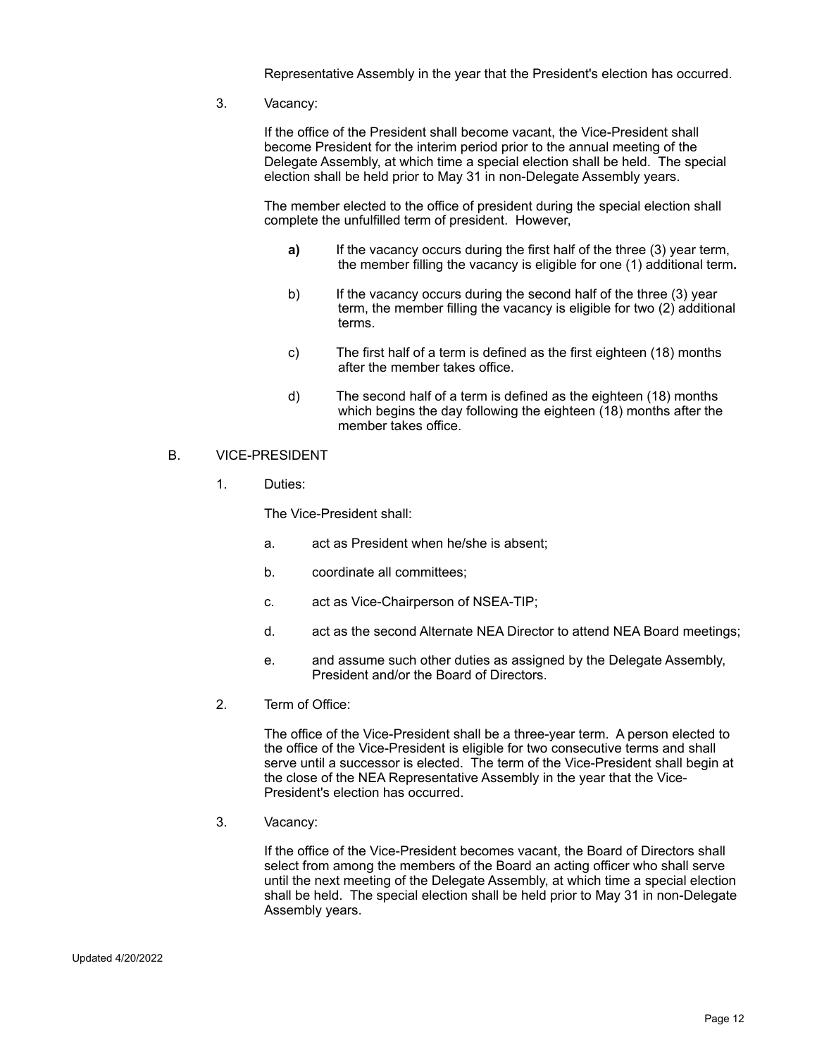Representative Assembly in the year that the President's election has occurred.

3. Vacancy:

   If the office of the President shall become vacant, the Vice-President shall become President for the interim period prior to the annual meeting of the Delegate Assembly, at which time a special election shall be held. The special election shall be held prior to May 31 in non-Delegate Assembly years.

   The member elected to the office of president during the special election shall complete the unfulfilled term of president. However,

   **a)** If the vacancy occurs during the first half of the three (3) year term, the member filling the vacancy is eligible for one (1) additional term**.**

   b) If the vacancy occurs during the second half of the three (3) year term, the member filling the vacancy is eligible for two (2) additional terms.

   c) The first half of a term is defined as the first eighteen (18) months after the member takes office.

   d) The second half of a term is defined as the eighteen (18) months which begins the day following the eighteen (18) months after the member takes office.

B. VICE-PRESIDENT

1. Duties:

   The Vice-President shall:

   a. act as President when he/she is absent;

   b. coordinate all committees;

   c. act as Vice-Chairperson of NSEA-TIP;

   d. act as the second Alternate NEA Director to attend NEA Board meetings;

   e. and assume such other duties as assigned by the Delegate Assembly, President and/or the Board of Directors.

2. Term of Office:

   The office of the Vice-President shall be a three-year term. A person elected to the office of the Vice-President is eligible for two consecutive terms and shall serve until a successor is elected. The term of the Vice-President shall begin at the close of the NEA Representative Assembly in the year that the Vice-President's election has occurred.

3. Vacancy:

   If the office of the Vice-President becomes vacant, the Board of Directors shall select from among the members of the Board an acting officer who shall serve until the next meeting of the Delegate Assembly, at which time a special election shall be held. The special election shall be held prior to May 31 in non-Delegate Assembly years.

Updated 4/20/2022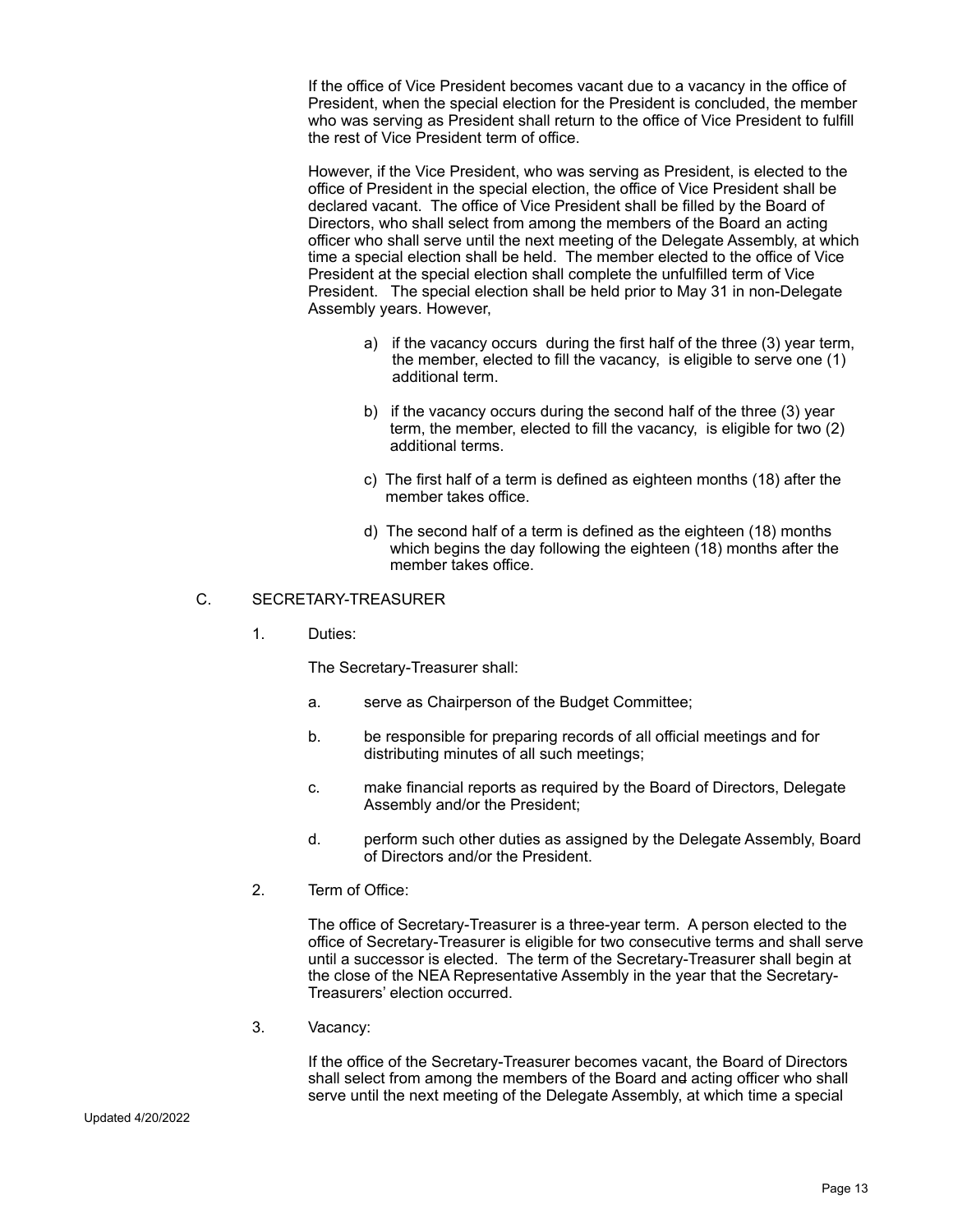If the office of Vice President becomes vacant due to a vacancy in the office of President, when the special election for the President is concluded, the member who was serving as President shall return to the office of Vice President to fulfill the rest of Vice President term of office.

However, if the Vice President, who was serving as President, is elected to the office of President in the special election, the office of Vice President shall be declared vacant. The office of Vice President shall be filled by the Board of Directors, who shall select from among the members of the Board an acting officer who shall serve until the next meeting of the Delegate Assembly, at which time a special election shall be held. The member elected to the office of Vice President at the special election shall complete the unfulfilled term of Vice President. The special election shall be held prior to May 31 in non-Delegate Assembly years. However,

a) if the vacancy occurs during the first half of the three (3) year term, the member, elected to fill the vacancy, is eligible to serve one (1) additional term.

b) if the vacancy occurs during the second half of the three (3) year term, the member, elected to fill the vacancy, is eligible for two (2) additional terms.

c) The first half of a term is defined as eighteen months (18) after the member takes office.

d) The second half of a term is defined as the eighteen (18) months which begins the day following the eighteen (18) months after the member takes office.

## C. SECRETARY-TREASURER

1. Duties:

   The Secretary-Treasurer shall:

   a. serve as Chairperson of the Budget Committee;

   b. be responsible for preparing records of all official meetings and for distributing minutes of all such meetings;

   c. make financial reports as required by the Board of Directors, Delegate Assembly and/or the President;

   d. perform such other duties as assigned by the Delegate Assembly, Board of Directors and/or the President.

2. Term of Office:

   The office of Secretary-Treasurer is a three-year term. A person elected to the office of Secretary-Treasurer is eligible for two consecutive terms and shall serve until a successor is elected. The term of the Secretary-Treasurer shall begin at the close of the NEA Representative Assembly in the year that the Secretary-Treasurers' election occurred.

3. Vacancy:

   If the office of the Secretary-Treasurer becomes vacant, the Board of Directors shall select from among the members of the Board and acting officer who shall serve until the next meeting of the Delegate Assembly, at which time a special

Updated 4/20/2022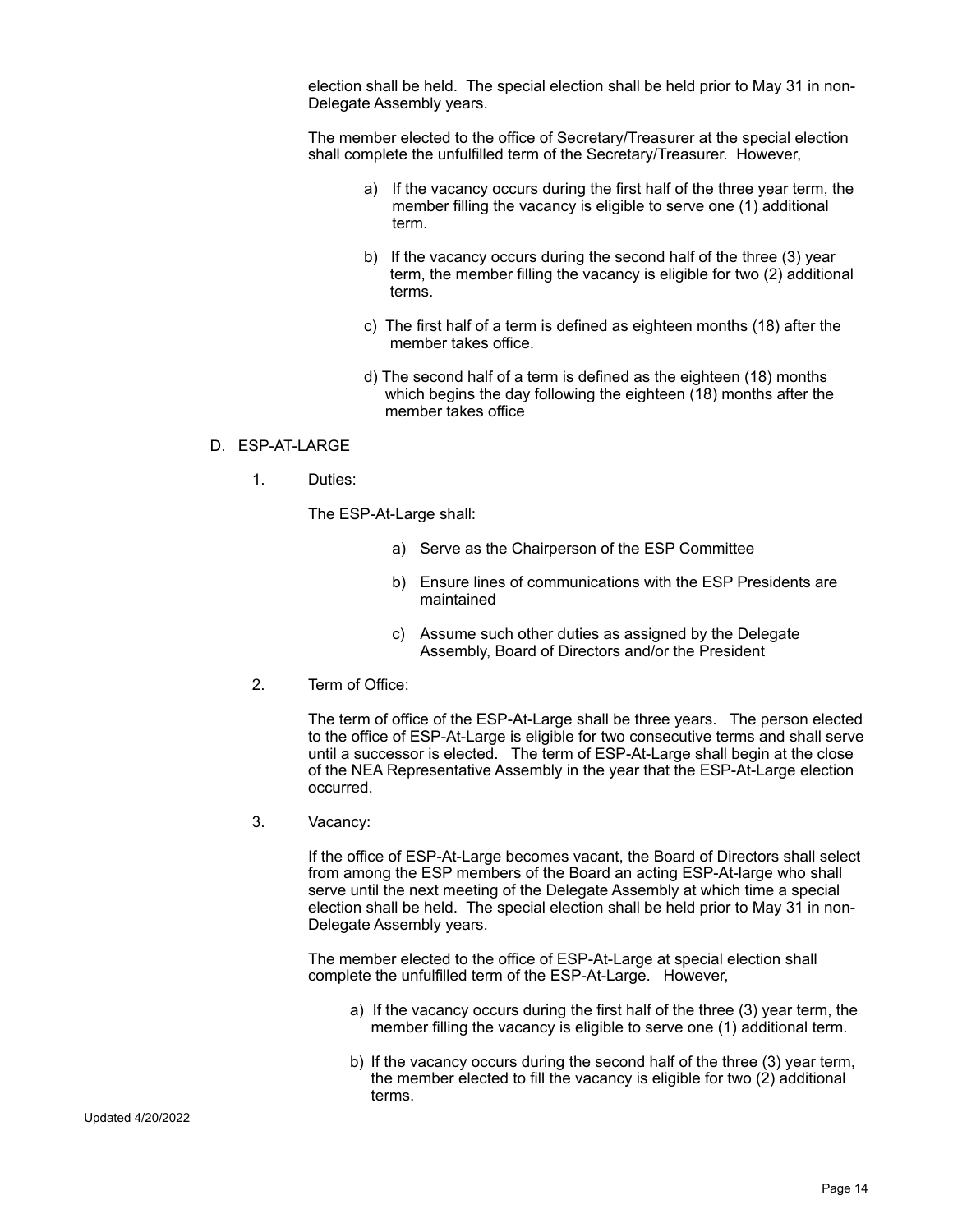election shall be held. The special election shall be held prior to May 31 in non-Delegate Assembly years.

The member elected to the office of Secretary/Treasurer at the special election shall complete the unfulfilled term of the Secretary/Treasurer. However,

a) If the vacancy occurs during the first half of the three year term, the member filling the vacancy is eligible to serve one (1) additional term.

b) If the vacancy occurs during the second half of the three (3) year term, the member filling the vacancy is eligible for two (2) additional terms.

c) The first half of a term is defined as eighteen months (18) after the member takes office.

d) The second half of a term is defined as the eighteen (18) months which begins the day following the eighteen (18) months after the member takes office

D. ESP-AT-LARGE

1. Duties:

The ESP-At-Large shall:

a) Serve as the Chairperson of the ESP Committee

b) Ensure lines of communications with the ESP Presidents are maintained

c) Assume such other duties as assigned by the Delegate Assembly, Board of Directors and/or the President

2. Term of Office:

The term of office of the ESP-At-Large shall be three years. The person elected to the office of ESP-At-Large is eligible for two consecutive terms and shall serve until a successor is elected. The term of ESP-At-Large shall begin at the close of the NEA Representative Assembly in the year that the ESP-At-Large election occurred.

3. Vacancy:

If the office of ESP-At-Large becomes vacant, the Board of Directors shall select from among the ESP members of the Board an acting ESP-At-large who shall serve until the next meeting of the Delegate Assembly at which time a special election shall be held. The special election shall be held prior to May 31 in non-Delegate Assembly years.

The member elected to the office of ESP-At-Large at special election shall complete the unfulfilled term of the ESP-At-Large. However,

a) If the vacancy occurs during the first half of the three (3) year term, the member filling the vacancy is eligible to serve one (1) additional term.

b) If the vacancy occurs during the second half of the three (3) year term, the member elected to fill the vacancy is eligible for two (2) additional terms.

Updated 4/20/2022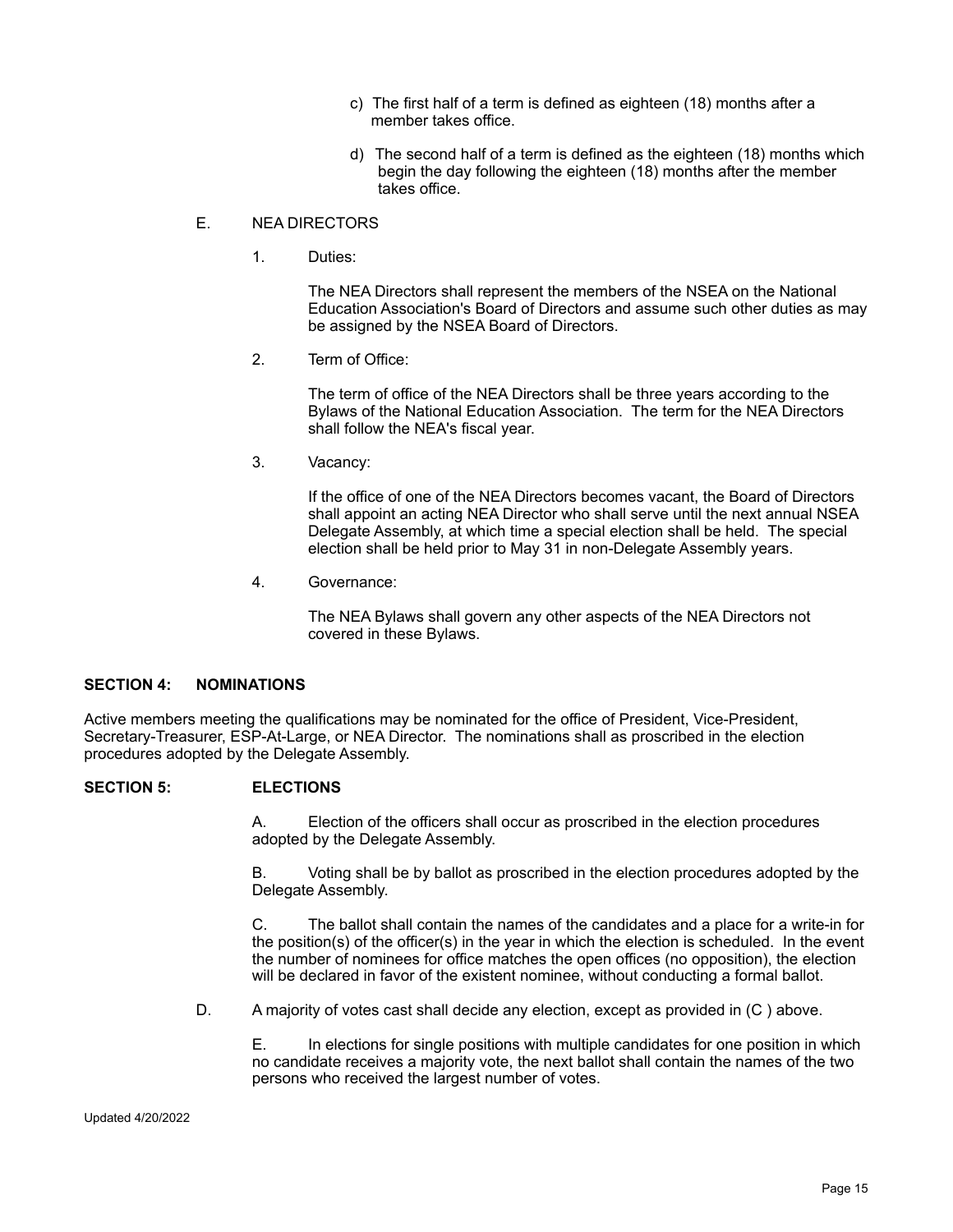c) The first half of a term is defined as eighteen (18) months after a member takes office.

d) The second half of a term is defined as the eighteen (18) months which begin the day following the eighteen (18) months after the member takes office.

E. NEA DIRECTORS

1. Duties:

The NEA Directors shall represent the members of the NSEA on the National Education Association's Board of Directors and assume such other duties as may be assigned by the NSEA Board of Directors.

2. Term of Office:

The term of office of the NEA Directors shall be three years according to the Bylaws of the National Education Association. The term for the NEA Directors shall follow the NEA's fiscal year.

3. Vacancy:

If the office of one of the NEA Directors becomes vacant, the Board of Directors shall appoint an acting NEA Director who shall serve until the next annual NSEA Delegate Assembly, at which time a special election shall be held. The special election shall be held prior to May 31 in non-Delegate Assembly years.

4. Governance:

The NEA Bylaws shall govern any other aspects of the NEA Directors not covered in these Bylaws.

## SECTION 4: NOMINATIONS

Active members meeting the qualifications may be nominated for the office of President, Vice-President, Secretary-Treasurer, ESP-At-Large, or NEA Director. The nominations shall as proscribed in the election procedures adopted by the Delegate Assembly.

## SECTION 5: ELECTIONS

A. Election of the officers shall occur as proscribed in the election procedures adopted by the Delegate Assembly.

B. Voting shall be by ballot as proscribed in the election procedures adopted by the Delegate Assembly.

C. The ballot shall contain the names of the candidates and a place for a write-in for the position(s) of the officer(s) in the year in which the election is scheduled. In the event the number of nominees for office matches the open offices (no opposition), the election will be declared in favor of the existent nominee, without conducting a formal ballot.

D. A majority of votes cast shall decide any election, except as provided in (C ) above.

E. In elections for single positions with multiple candidates for one position in which no candidate receives a majority vote, the next ballot shall contain the names of the two persons who received the largest number of votes.

Updated 4/20/2022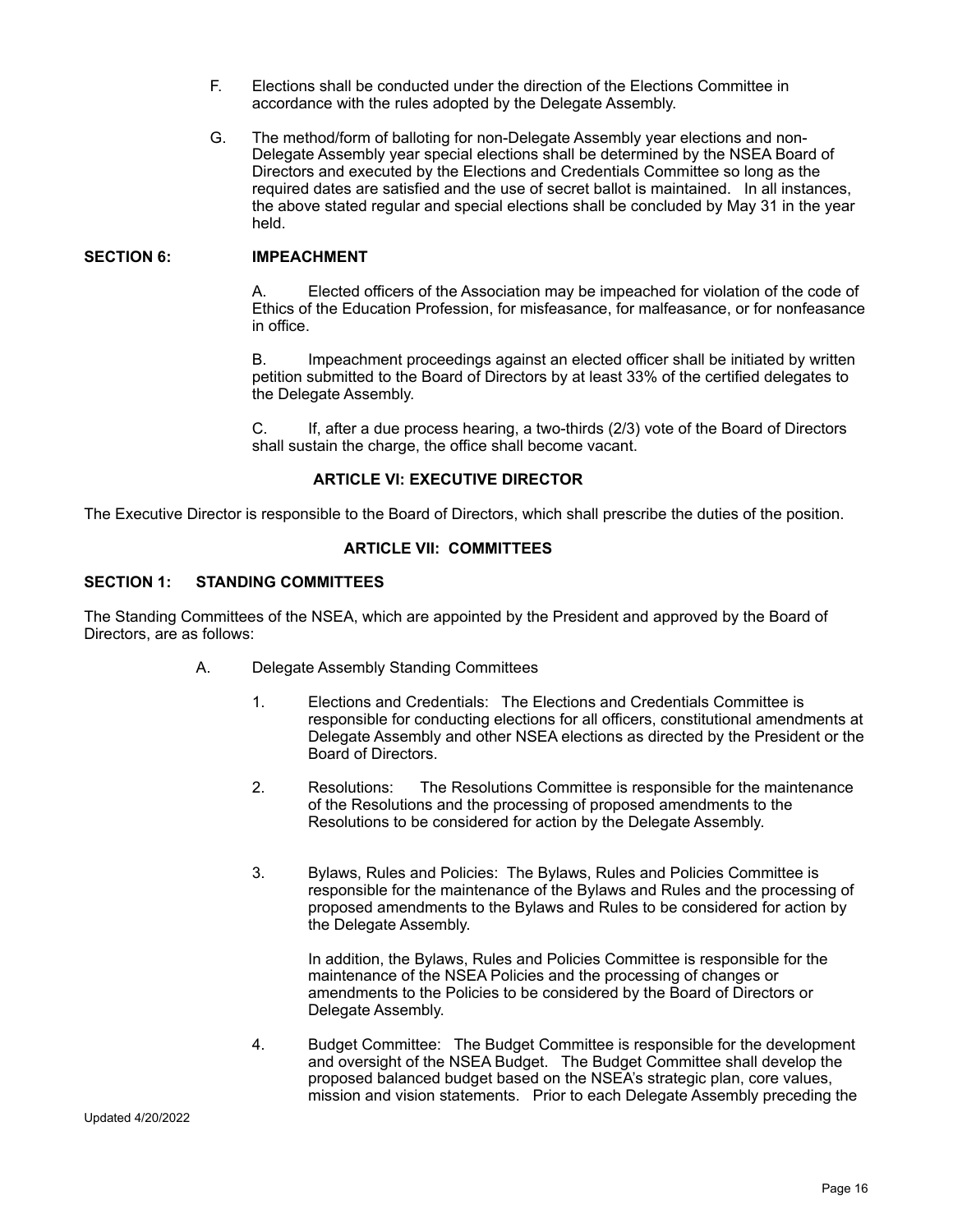F. Elections shall be conducted under the direction of the Elections Committee in accordance with the rules adopted by the Delegate Assembly.

G. The method/form of balloting for non-Delegate Assembly year elections and non-Delegate Assembly year special elections shall be determined by the NSEA Board of Directors and executed by the Elections and Credentials Committee so long as the required dates are satisfied and the use of secret ballot is maintained. In all instances, the above stated regular and special elections shall be concluded by May 31 in the year held.

**SECTION 6: IMPEACHMENT**

A. Elected officers of the Association may be impeached for violation of the code of Ethics of the Education Profession, for misfeasance, for malfeasance, or for nonfeasance in office.

B. Impeachment proceedings against an elected officer shall be initiated by written petition submitted to the Board of Directors by at least 33% of the certified delegates to the Delegate Assembly.

C. If, after a due process hearing, a two-thirds (2/3) vote of the Board of Directors shall sustain the charge, the office shall become vacant.

## ARTICLE VI: EXECUTIVE DIRECTOR

The Executive Director is responsible to the Board of Directors, which shall prescribe the duties of the position.

## ARTICLE VII: COMMITTEES

**SECTION 1: STANDING COMMITTEES**

The Standing Committees of the NSEA, which are appointed by the President and approved by the Board of Directors, are as follows:

A. Delegate Assembly Standing Committees

1. Elections and Credentials: The Elections and Credentials Committee is responsible for conducting elections for all officers, constitutional amendments at Delegate Assembly and other NSEA elections as directed by the President or the Board of Directors.

2. Resolutions: The Resolutions Committee is responsible for the maintenance of the Resolutions and the processing of proposed amendments to the Resolutions to be considered for action by the Delegate Assembly.

3. Bylaws, Rules and Policies: The Bylaws, Rules and Policies Committee is responsible for the maintenance of the Bylaws and Rules and the processing of proposed amendments to the Bylaws and Rules to be considered for action by the Delegate Assembly.

   In addition, the Bylaws, Rules and Policies Committee is responsible for the maintenance of the NSEA Policies and the processing of changes or amendments to the Policies to be considered by the Board of Directors or Delegate Assembly.

4. Budget Committee: The Budget Committee is responsible for the development and oversight of the NSEA Budget. The Budget Committee shall develop the proposed balanced budget based on the NSEA's strategic plan, core values, mission and vision statements. Prior to each Delegate Assembly preceding the

Updated 4/20/2022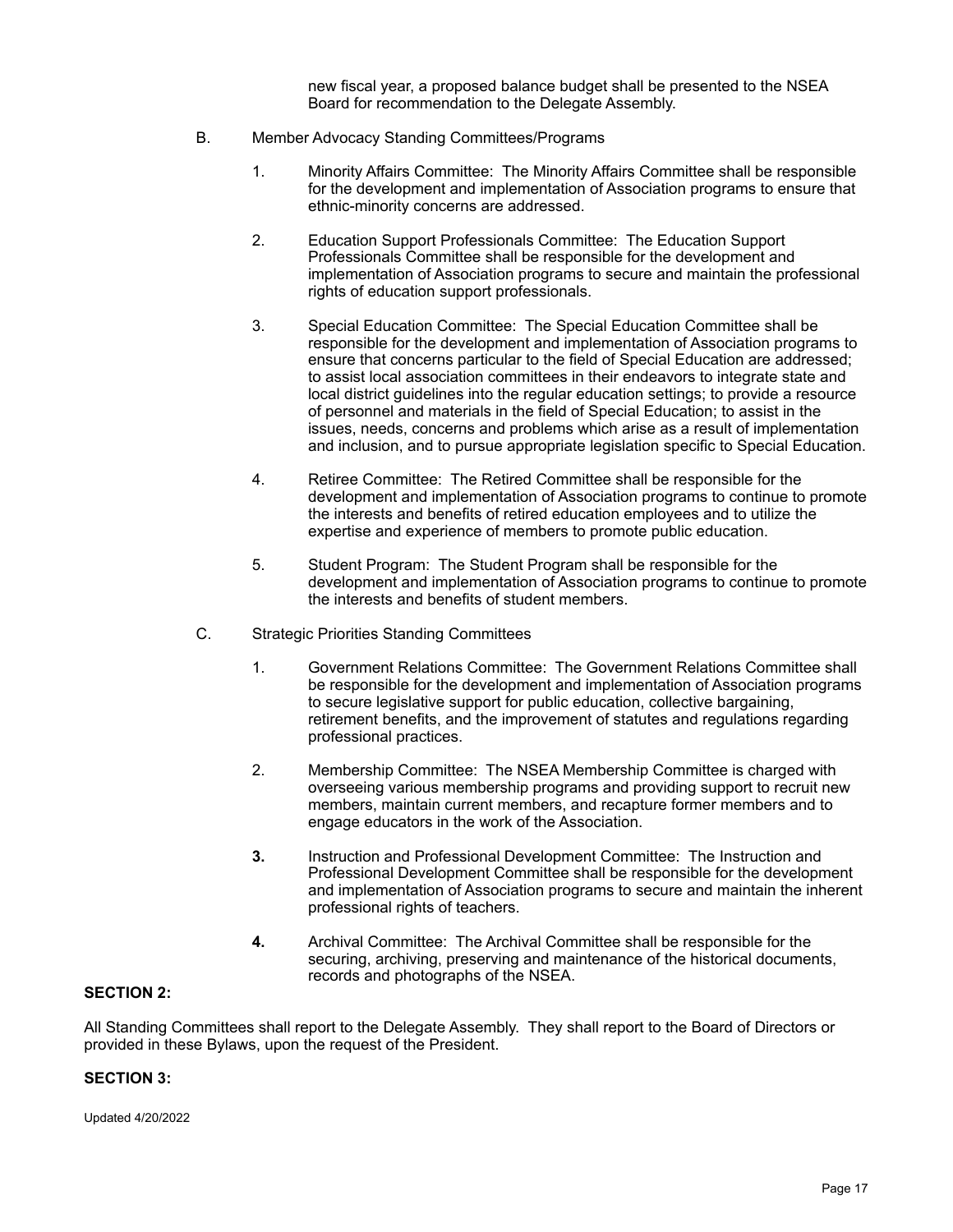new fiscal year, a proposed balance budget shall be presented to the NSEA Board for recommendation to the Delegate Assembly.

B. Member Advocacy Standing Committees/Programs

1. Minority Affairs Committee: The Minority Affairs Committee shall be responsible for the development and implementation of Association programs to ensure that ethnic-minority concerns are addressed.

2. Education Support Professionals Committee: The Education Support Professionals Committee shall be responsible for the development and implementation of Association programs to secure and maintain the professional rights of education support professionals.

3. Special Education Committee: The Special Education Committee shall be responsible for the development and implementation of Association programs to ensure that concerns particular to the field of Special Education are addressed; to assist local association committees in their endeavors to integrate state and local district guidelines into the regular education settings; to provide a resource of personnel and materials in the field of Special Education; to assist in the issues, needs, concerns and problems which arise as a result of implementation and inclusion, and to pursue appropriate legislation specific to Special Education.

4. Retiree Committee: The Retired Committee shall be responsible for the development and implementation of Association programs to continue to promote the interests and benefits of retired education employees and to utilize the expertise and experience of members to promote public education.

5. Student Program: The Student Program shall be responsible for the development and implementation of Association programs to continue to promote the interests and benefits of student members.

C. Strategic Priorities Standing Committees

1. Government Relations Committee: The Government Relations Committee shall be responsible for the development and implementation of Association programs to secure legislative support for public education, collective bargaining, retirement benefits, and the improvement of statutes and regulations regarding professional practices.

2. Membership Committee: The NSEA Membership Committee is charged with overseeing various membership programs and providing support to recruit new members, maintain current members, and recapture former members and to engage educators in the work of the Association.

**3.** Instruction and Professional Development Committee: The Instruction and Professional Development Committee shall be responsible for the development and implementation of Association programs to secure and maintain the inherent professional rights of teachers.

**4.** Archival Committee: The Archival Committee shall be responsible for the securing, archiving, preserving and maintenance of the historical documents, records and photographs of the NSEA.

**SECTION 2:**

All Standing Committees shall report to the Delegate Assembly. They shall report to the Board of Directors or provided in these Bylaws, upon the request of the President.

**SECTION 3:**

Updated 4/20/2022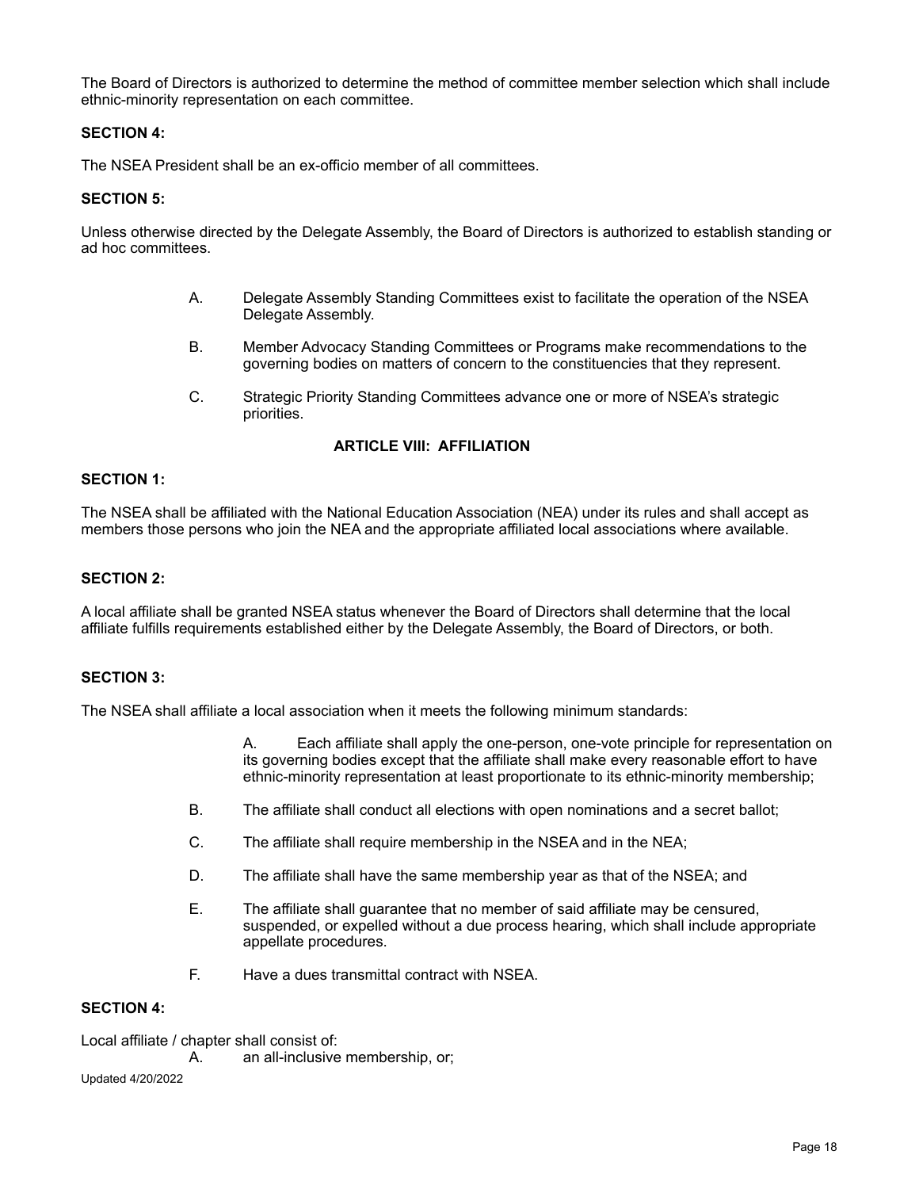The Board of Directors is authorized to determine the method of committee member selection which shall include ethnic-minority representation on each committee.

**SECTION 4:**

The NSEA President shall be an ex-officio member of all committees.

**SECTION 5:**

Unless otherwise directed by the Delegate Assembly, the Board of Directors is authorized to establish standing or ad hoc committees.

A. Delegate Assembly Standing Committees exist to facilitate the operation of the NSEA Delegate Assembly.

B. Member Advocacy Standing Committees or Programs make recommendations to the governing bodies on matters of concern to the constituencies that they represent.

C. Strategic Priority Standing Committees advance one or more of NSEA's strategic priorities.

## ARTICLE VIII: AFFILIATION

**SECTION 1:**

The NSEA shall be affiliated with the National Education Association (NEA) under its rules and shall accept as members those persons who join the NEA and the appropriate affiliated local associations where available.

**SECTION 2:**

A local affiliate shall be granted NSEA status whenever the Board of Directors shall determine that the local affiliate fulfills requirements established either by the Delegate Assembly, the Board of Directors, or both.

**SECTION 3:**

The NSEA shall affiliate a local association when it meets the following minimum standards:

A. Each affiliate shall apply the one-person, one-vote principle for representation on its governing bodies except that the affiliate shall make every reasonable effort to have ethnic-minority representation at least proportionate to its ethnic-minority membership;

B. The affiliate shall conduct all elections with open nominations and a secret ballot;

C. The affiliate shall require membership in the NSEA and in the NEA;

D. The affiliate shall have the same membership year as that of the NSEA; and

E. The affiliate shall guarantee that no member of said affiliate may be censured, suspended, or expelled without a due process hearing, which shall include appropriate appellate procedures.

F. Have a dues transmittal contract with NSEA.

**SECTION 4:**

Local affiliate / chapter shall consist of:

A. an all-inclusive membership, or;

Updated 4/20/2022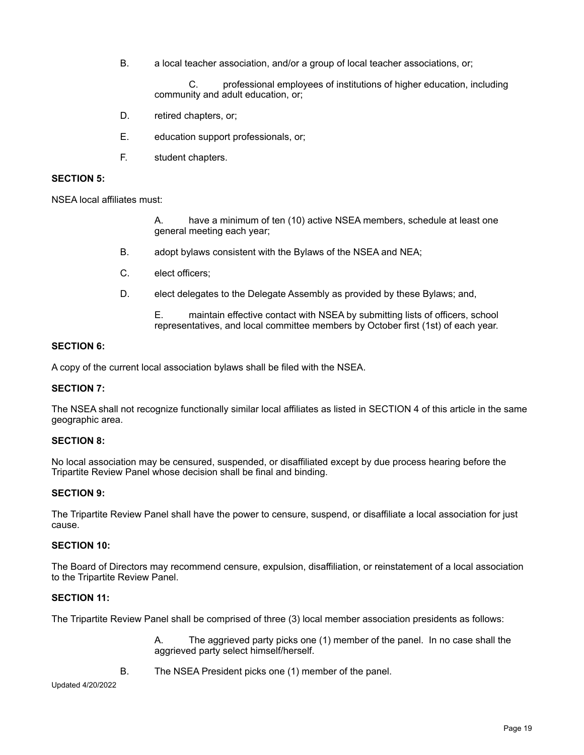B. a local teacher association, and/or a group of local teacher associations, or;

C. professional employees of institutions of higher education, including community and adult education, or;

D. retired chapters, or;

E. education support professionals, or;

F. student chapters.

**SECTION 5:**

NSEA local affiliates must:

A. have a minimum of ten (10) active NSEA members, schedule at least one general meeting each year;

B. adopt bylaws consistent with the Bylaws of the NSEA and NEA;

C. elect officers;

D. elect delegates to the Delegate Assembly as provided by these Bylaws; and,

E. maintain effective contact with NSEA by submitting lists of officers, school representatives, and local committee members by October first (1st) of each year.

**SECTION 6:**

A copy of the current local association bylaws shall be filed with the NSEA.

**SECTION 7:**

The NSEA shall not recognize functionally similar local affiliates as listed in SECTION 4 of this article in the same geographic area.

**SECTION 8:**

No local association may be censured, suspended, or disaffiliated except by due process hearing before the Tripartite Review Panel whose decision shall be final and binding.

**SECTION 9:**

The Tripartite Review Panel shall have the power to censure, suspend, or disaffiliate a local association for just cause.

**SECTION 10:**

The Board of Directors may recommend censure, expulsion, disaffiliation, or reinstatement of a local association to the Tripartite Review Panel.

**SECTION 11:**

The Tripartite Review Panel shall be comprised of three (3) local member association presidents as follows:

A. The aggrieved party picks one (1) member of the panel. In no case shall the aggrieved party select himself/herself.

B. The NSEA President picks one (1) member of the panel.

Updated 4/20/2022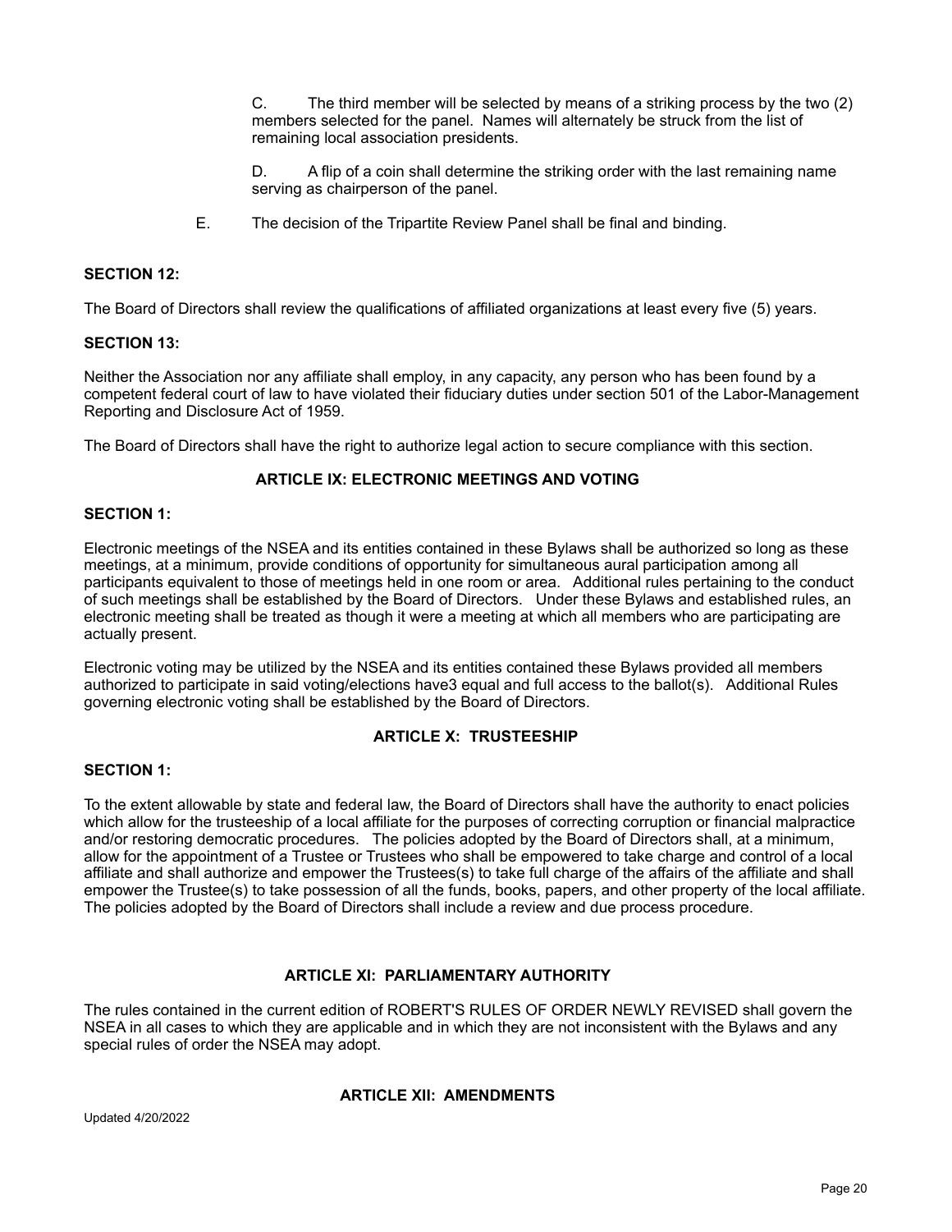C. The third member will be selected by means of a striking process by the two (2) members selected for the panel. Names will alternately be struck from the list of remaining local association presidents.

D. A flip of a coin shall determine the striking order with the last remaining name serving as chairperson of the panel.

E. The decision of the Tripartite Review Panel shall be final and binding.

**SECTION 12:**

The Board of Directors shall review the qualifications of affiliated organizations at least every five (5) years.

**SECTION 13:**

Neither the Association nor any affiliate shall employ, in any capacity, any person who has been found by a competent federal court of law to have violated their fiduciary duties under section 501 of the Labor-Management Reporting and Disclosure Act of 1959.

The Board of Directors shall have the right to authorize legal action to secure compliance with this section.

## ARTICLE IX: ELECTRONIC MEETINGS AND VOTING

**SECTION 1:**

Electronic meetings of the NSEA and its entities contained in these Bylaws shall be authorized so long as these meetings, at a minimum, provide conditions of opportunity for simultaneous aural participation among all participants equivalent to those of meetings held in one room or area. Additional rules pertaining to the conduct of such meetings shall be established by the Board of Directors. Under these Bylaws and established rules, an electronic meeting shall be treated as though it were a meeting at which all members who are participating are actually present.

Electronic voting may be utilized by the NSEA and its entities contained these Bylaws provided all members authorized to participate in said voting/elections have3 equal and full access to the ballot(s). Additional Rules governing electronic voting shall be established by the Board of Directors.

## ARTICLE X: TRUSTEESHIP

**SECTION 1:**

To the extent allowable by state and federal law, the Board of Directors shall have the authority to enact policies which allow for the trusteeship of a local affiliate for the purposes of correcting corruption or financial malpractice and/or restoring democratic procedures. The policies adopted by the Board of Directors shall, at a minimum, allow for the appointment of a Trustee or Trustees who shall be empowered to take charge and control of a local affiliate and shall authorize and empower the Trustees(s) to take full charge of the affairs of the affiliate and shall empower the Trustee(s) to take possession of all the funds, books, papers, and other property of the local affiliate. The policies adopted by the Board of Directors shall include a review and due process procedure.

## ARTICLE XI: PARLIAMENTARY AUTHORITY

The rules contained in the current edition of ROBERT'S RULES OF ORDER NEWLY REVISED shall govern the NSEA in all cases to which they are applicable and in which they are not inconsistent with the Bylaws and any special rules of order the NSEA may adopt.

## ARTICLE XII: AMENDMENTS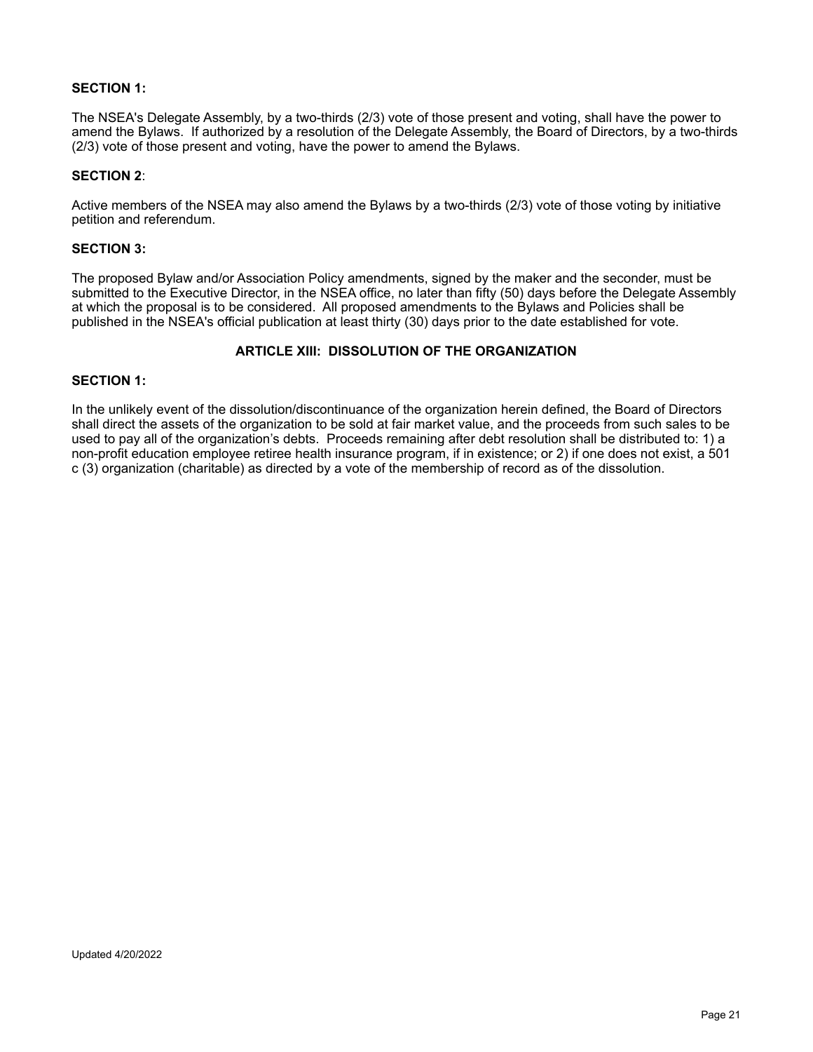**SECTION 1:**

The NSEA's Delegate Assembly, by a two-thirds (2/3) vote of those present and voting, shall have the power to amend the Bylaws. If authorized by a resolution of the Delegate Assembly, the Board of Directors, by a two-thirds (2/3) vote of those present and voting, have the power to amend the Bylaws.

**SECTION 2**:

Active members of the NSEA may also amend the Bylaws by a two-thirds (2/3) vote of those voting by initiative petition and referendum.

**SECTION 3:**

The proposed Bylaw and/or Association Policy amendments, signed by the maker and the seconder, must be submitted to the Executive Director, in the NSEA office, no later than fifty (50) days before the Delegate Assembly at which the proposal is to be considered. All proposed amendments to the Bylaws and Policies shall be published in the NSEA's official publication at least thirty (30) days prior to the date established for vote.

## ARTICLE XIII: DISSOLUTION OF THE ORGANIZATION

**SECTION 1:**

In the unlikely event of the dissolution/discontinuance of the organization herein defined, the Board of Directors shall direct the assets of the organization to be sold at fair market value, and the proceeds from such sales to be used to pay all of the organization's debts. Proceeds remaining after debt resolution shall be distributed to: 1) a non-profit education employee retiree health insurance program, if in existence; or 2) if one does not exist, a 501 c (3) organization (charitable) as directed by a vote of the membership of record as of the dissolution.

Updated 4/20/2022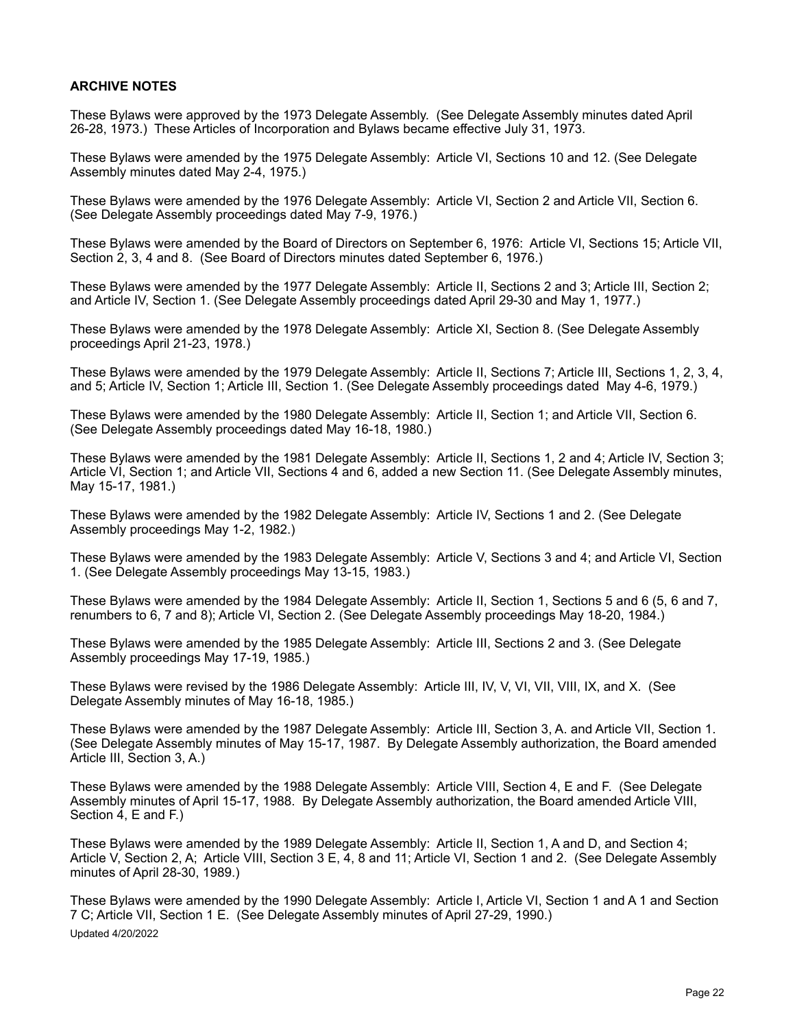**ARCHIVE NOTES**

These Bylaws were approved by the 1973 Delegate Assembly. (See Delegate Assembly minutes dated April 26-28, 1973.) These Articles of Incorporation and Bylaws became effective July 31, 1973.

These Bylaws were amended by the 1975 Delegate Assembly: Article VI, Sections 10 and 12. (See Delegate Assembly minutes dated May 2-4, 1975.)

These Bylaws were amended by the 1976 Delegate Assembly: Article VI, Section 2 and Article VII, Section 6. (See Delegate Assembly proceedings dated May 7-9, 1976.)

These Bylaws were amended by the Board of Directors on September 6, 1976: Article VI, Sections 15; Article VII, Section 2, 3, 4 and 8. (See Board of Directors minutes dated September 6, 1976.)

These Bylaws were amended by the 1977 Delegate Assembly: Article II, Sections 2 and 3; Article III, Section 2; and Article IV, Section 1. (See Delegate Assembly proceedings dated April 29-30 and May 1, 1977.)

These Bylaws were amended by the 1978 Delegate Assembly: Article XI, Section 8. (See Delegate Assembly proceedings April 21-23, 1978.)

These Bylaws were amended by the 1979 Delegate Assembly: Article II, Sections 7; Article III, Sections 1, 2, 3, 4, and 5; Article IV, Section 1; Article III, Section 1. (See Delegate Assembly proceedings dated May 4-6, 1979.)

These Bylaws were amended by the 1980 Delegate Assembly: Article II, Section 1; and Article VII, Section 6. (See Delegate Assembly proceedings dated May 16-18, 1980.)

These Bylaws were amended by the 1981 Delegate Assembly: Article II, Sections 1, 2 and 4; Article IV, Section 3; Article VI, Section 1; and Article VII, Sections 4 and 6, added a new Section 11. (See Delegate Assembly minutes, May 15-17, 1981.)

These Bylaws were amended by the 1982 Delegate Assembly: Article IV, Sections 1 and 2. (See Delegate Assembly proceedings May 1-2, 1982.)

These Bylaws were amended by the 1983 Delegate Assembly: Article V, Sections 3 and 4; and Article VI, Section 1. (See Delegate Assembly proceedings May 13-15, 1983.)

These Bylaws were amended by the 1984 Delegate Assembly: Article II, Section 1, Sections 5 and 6 (5, 6 and 7, renumbers to 6, 7 and 8); Article VI, Section 2. (See Delegate Assembly proceedings May 18-20, 1984.)

These Bylaws were amended by the 1985 Delegate Assembly: Article III, Sections 2 and 3. (See Delegate Assembly proceedings May 17-19, 1985.)

These Bylaws were revised by the 1986 Delegate Assembly: Article III, IV, V, VI, VII, VIII, IX, and X. (See Delegate Assembly minutes of May 16-18, 1985.)

These Bylaws were amended by the 1987 Delegate Assembly: Article III, Section 3, A. and Article VII, Section 1. (See Delegate Assembly minutes of May 15-17, 1987. By Delegate Assembly authorization, the Board amended Article III, Section 3, A.)

These Bylaws were amended by the 1988 Delegate Assembly: Article VIII, Section 4, E and F. (See Delegate Assembly minutes of April 15-17, 1988. By Delegate Assembly authorization, the Board amended Article VIII, Section 4, E and F.)

These Bylaws were amended by the 1989 Delegate Assembly: Article II, Section 1, A and D, and Section 4; Article V, Section 2, A; Article VIII, Section 3 E, 4, 8 and 11; Article VI, Section 1 and 2. (See Delegate Assembly minutes of April 28-30, 1989.)

These Bylaws were amended by the 1990 Delegate Assembly: Article I, Article VI, Section 1 and A 1 and Section 7 C; Article VII, Section 1 E. (See Delegate Assembly minutes of April 27-29, 1990.)

Updated 4/20/2022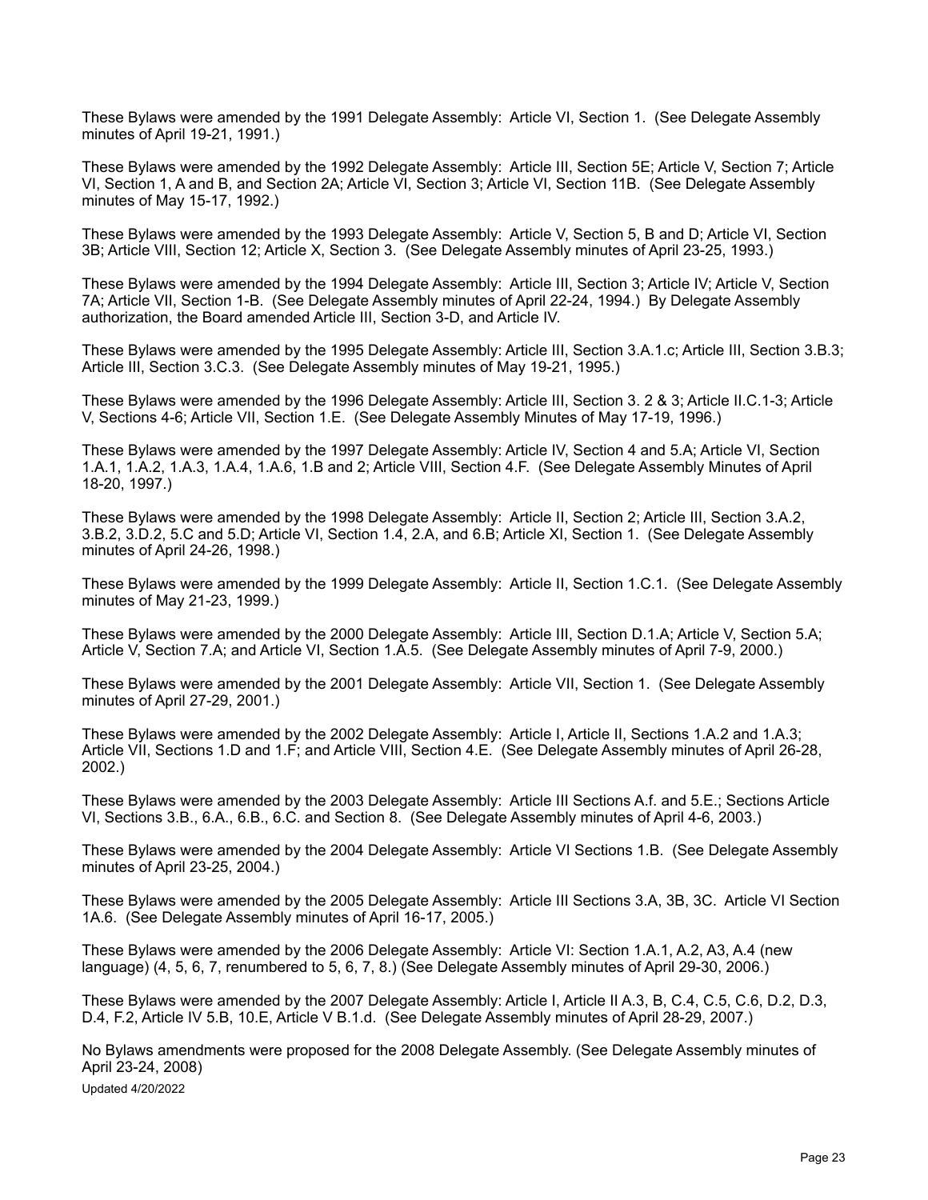These Bylaws were amended by the 1991 Delegate Assembly: Article VI, Section 1. (See Delegate Assembly minutes of April 19-21, 1991.)

These Bylaws were amended by the 1992 Delegate Assembly: Article III, Section 5E; Article V, Section 7; Article VI, Section 1, A and B, and Section 2A; Article VI, Section 3; Article VI, Section 11B. (See Delegate Assembly minutes of May 15-17, 1992.)

These Bylaws were amended by the 1993 Delegate Assembly: Article V, Section 5, B and D; Article VI, Section 3B; Article VIII, Section 12; Article X, Section 3. (See Delegate Assembly minutes of April 23-25, 1993.)

These Bylaws were amended by the 1994 Delegate Assembly: Article III, Section 3; Article IV; Article V, Section 7A; Article VII, Section 1-B. (See Delegate Assembly minutes of April 22-24, 1994.) By Delegate Assembly authorization, the Board amended Article III, Section 3-D, and Article IV.

These Bylaws were amended by the 1995 Delegate Assembly: Article III, Section 3.A.1.c; Article III, Section 3.B.3; Article III, Section 3.C.3. (See Delegate Assembly minutes of May 19-21, 1995.)

These Bylaws were amended by the 1996 Delegate Assembly: Article III, Section 3. 2 & 3; Article II.C.1-3; Article V, Sections 4-6; Article VII, Section 1.E. (See Delegate Assembly Minutes of May 17-19, 1996.)

These Bylaws were amended by the 1997 Delegate Assembly: Article IV, Section 4 and 5.A; Article VI, Section 1.A.1, 1.A.2, 1.A.3, 1.A.4, 1.A.6, 1.B and 2; Article VIII, Section 4.F. (See Delegate Assembly Minutes of April 18-20, 1997.)

These Bylaws were amended by the 1998 Delegate Assembly: Article II, Section 2; Article III, Section 3.A.2, 3.B.2, 3.D.2, 5.C and 5.D; Article VI, Section 1.4, 2.A, and 6.B; Article XI, Section 1. (See Delegate Assembly minutes of April 24-26, 1998.)

These Bylaws were amended by the 1999 Delegate Assembly: Article II, Section 1.C.1. (See Delegate Assembly minutes of May 21-23, 1999.)

These Bylaws were amended by the 2000 Delegate Assembly: Article III, Section D.1.A; Article V, Section 5.A; Article V, Section 7.A; and Article VI, Section 1.A.5. (See Delegate Assembly minutes of April 7-9, 2000.)

These Bylaws were amended by the 2001 Delegate Assembly: Article VII, Section 1. (See Delegate Assembly minutes of April 27-29, 2001.)

These Bylaws were amended by the 2002 Delegate Assembly: Article I, Article II, Sections 1.A.2 and 1.A.3; Article VII, Sections 1.D and 1.F; and Article VIII, Section 4.E. (See Delegate Assembly minutes of April 26-28, 2002.)

These Bylaws were amended by the 2003 Delegate Assembly: Article III Sections A.f. and 5.E.; Sections Article VI, Sections 3.B., 6.A., 6.B., 6.C. and Section 8. (See Delegate Assembly minutes of April 4-6, 2003.)

These Bylaws were amended by the 2004 Delegate Assembly: Article VI Sections 1.B. (See Delegate Assembly minutes of April 23-25, 2004.)

These Bylaws were amended by the 2005 Delegate Assembly: Article III Sections 3.A, 3B, 3C. Article VI Section 1A.6. (See Delegate Assembly minutes of April 16-17, 2005.)

These Bylaws were amended by the 2006 Delegate Assembly: Article VI: Section 1.A.1, A.2, A3, A.4 (new language) (4, 5, 6, 7, renumbered to 5, 6, 7, 8.) (See Delegate Assembly minutes of April 29-30, 2006.)

These Bylaws were amended by the 2007 Delegate Assembly: Article I, Article II A.3, B, C.4, C.5, C.6, D.2, D.3, D.4, F.2, Article IV 5.B, 10.E, Article V B.1.d. (See Delegate Assembly minutes of April 28-29, 2007.)

No Bylaws amendments were proposed for the 2008 Delegate Assembly. (See Delegate Assembly minutes of April 23-24, 2008)

Updated 4/20/2022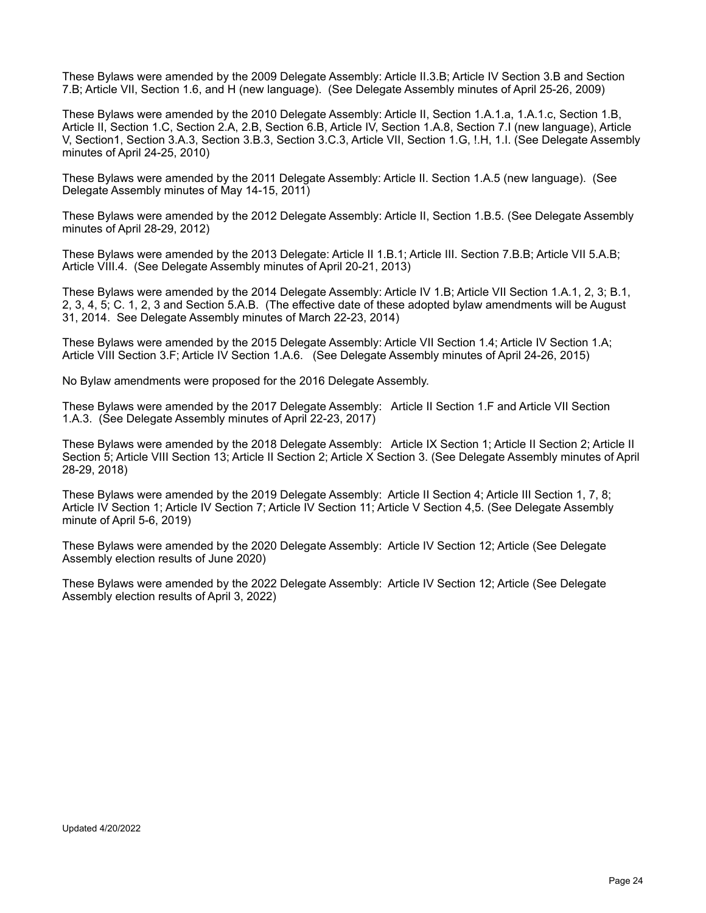These Bylaws were amended by the 2009 Delegate Assembly: Article II.3.B; Article IV Section 3.B and Section 7.B; Article VII, Section 1.6, and H (new language). (See Delegate Assembly minutes of April 25-26, 2009)

These Bylaws were amended by the 2010 Delegate Assembly: Article II, Section 1.A.1.a, 1.A.1.c, Section 1.B, Article II, Section 1.C, Section 2.A, 2.B, Section 6.B, Article IV, Section 1.A.8, Section 7.I (new language), Article V, Section1, Section 3.A.3, Section 3.B.3, Section 3.C.3, Article VII, Section 1.G, !.H, 1.I. (See Delegate Assembly minutes of April 24-25, 2010)

These Bylaws were amended by the 2011 Delegate Assembly: Article II. Section 1.A.5 (new language). (See Delegate Assembly minutes of May 14-15, 2011)

These Bylaws were amended by the 2012 Delegate Assembly: Article II, Section 1.B.5. (See Delegate Assembly minutes of April 28-29, 2012)

These Bylaws were amended by the 2013 Delegate: Article II 1.B.1; Article III. Section 7.B.B; Article VII 5.A.B; Article VIII.4. (See Delegate Assembly minutes of April 20-21, 2013)

These Bylaws were amended by the 2014 Delegate Assembly: Article IV 1.B; Article VII Section 1.A.1, 2, 3; B.1, 2, 3, 4, 5; C. 1, 2, 3 and Section 5.A.B. (The effective date of these adopted bylaw amendments will be August 31, 2014. See Delegate Assembly minutes of March 22-23, 2014)

These Bylaws were amended by the 2015 Delegate Assembly: Article VII Section 1.4; Article IV Section 1.A; Article VIII Section 3.F; Article IV Section 1.A.6. (See Delegate Assembly minutes of April 24-26, 2015)

No Bylaw amendments were proposed for the 2016 Delegate Assembly.

These Bylaws were amended by the 2017 Delegate Assembly: Article II Section 1.F and Article VII Section 1.A.3. (See Delegate Assembly minutes of April 22-23, 2017)

These Bylaws were amended by the 2018 Delegate Assembly: Article IX Section 1; Article II Section 2; Article II Section 5; Article VIII Section 13; Article II Section 2; Article X Section 3. (See Delegate Assembly minutes of April 28-29, 2018)

These Bylaws were amended by the 2019 Delegate Assembly: Article II Section 4; Article III Section 1, 7, 8; Article IV Section 1; Article IV Section 7; Article IV Section 11; Article V Section 4,5. (See Delegate Assembly minute of April 5-6, 2019)

These Bylaws were amended by the 2020 Delegate Assembly: Article IV Section 12; Article (See Delegate Assembly election results of June 2020)

These Bylaws were amended by the 2022 Delegate Assembly: Article IV Section 12; Article (See Delegate Assembly election results of April 3, 2022)

Updated 4/20/2022